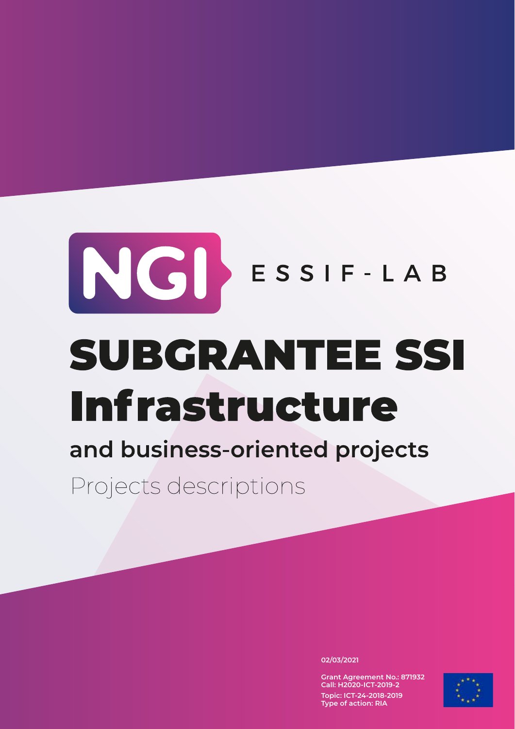NGI ESSIF-LAB

# SUBGRANTEE SSI Infrastructure

## and business-oriented projects

Projects descriptions

02/03/2021

**Grant Agreement No.: 871932**
**Call: H2020-ICT-2019-2**
**Topic: ICT-24-2018-2019**
**Type of action: RIA**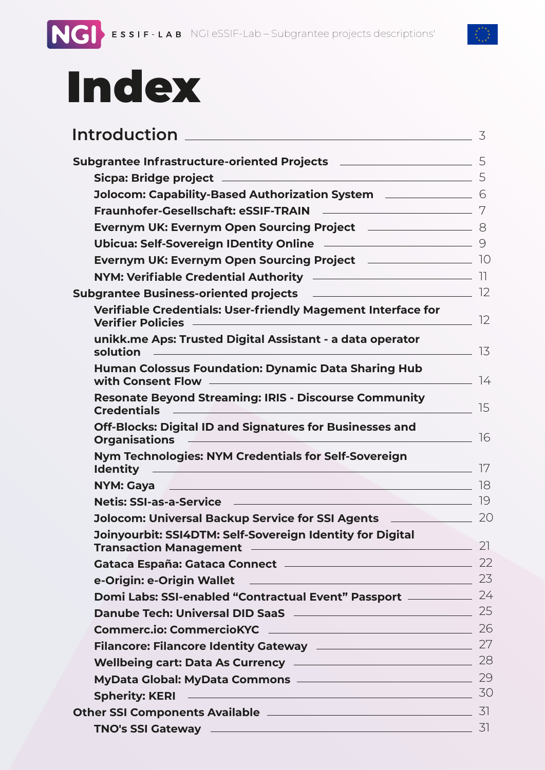# Index

| | |
|---|---|
| **Introduction** | 3 |
| **Subgrantee Infrastructure-oriented Projects** | 5 |
| **Sicpa: Bridge project** | 5 |
| **Jolocom: Capability-Based Authorization System** | 6 |
| **Fraunhofer-Gesellschaft: eSSIF-TRAIN** | 7 |
| **Evernym UK: Evernym Open Sourcing Project** | 8 |
| **Ubicua: Self-Sovereign IDentity Online** | 9 |
| **Evernym UK: Evernym Open Sourcing Project** | 10 |
| **NYM: Verifiable Credential Authority** | 11 |
| **Subgrantee Business-oriented projects** | 12 |
| **Verifiable Credentials: User-friendly Magement Interface for Verifier Policies** | 12 |
| **unikk.me Aps: Trusted Digital Assistant - a data operator solution** | 13 |
| **Human Colossus Foundation: Dynamic Data Sharing Hub with Consent Flow** | 14 |
| **Resonate Beyond Streaming: IRIS - Discourse Community Credentials** | 15 |
| **Off-Blocks: Digital ID and Signatures for Businesses and Organisations** | 16 |
| **Nym Technologies: NYM Credentials for Self-Sovereign Identity** | 17 |
| **NYM: Gaya** | 18 |
| **Netis: SSI-as-a-Service** | 19 |
| **Jolocom: Universal Backup Service for SSI Agents** | 20 |
| **Joinyourbit: SSI4DTM: Self-Sovereign Identity for Digital Transaction Management** | 21 |
| **Gataca España: Gataca Connect** | 22 |
| **e-Origin: e-Origin Wallet** | 23 |
| **Domi Labs: SSI-enabled "Contractual Event" Passport** | 24 |
| **Danube Tech: Universal DID SaaS** | 25 |
| **Commerc.io: CommercioKYC** | 26 |
| **Filancore: Filancore Identity Gateway** | 27 |
| **Wellbeing cart: Data As Currency** | 28 |
| **MyData Global: MyData Commons** | 29 |
| **Spherity: KERI** | 30 |
| **Other SSI Components Available** | 31 |
| **TNO's SSI Gateway** | 31 |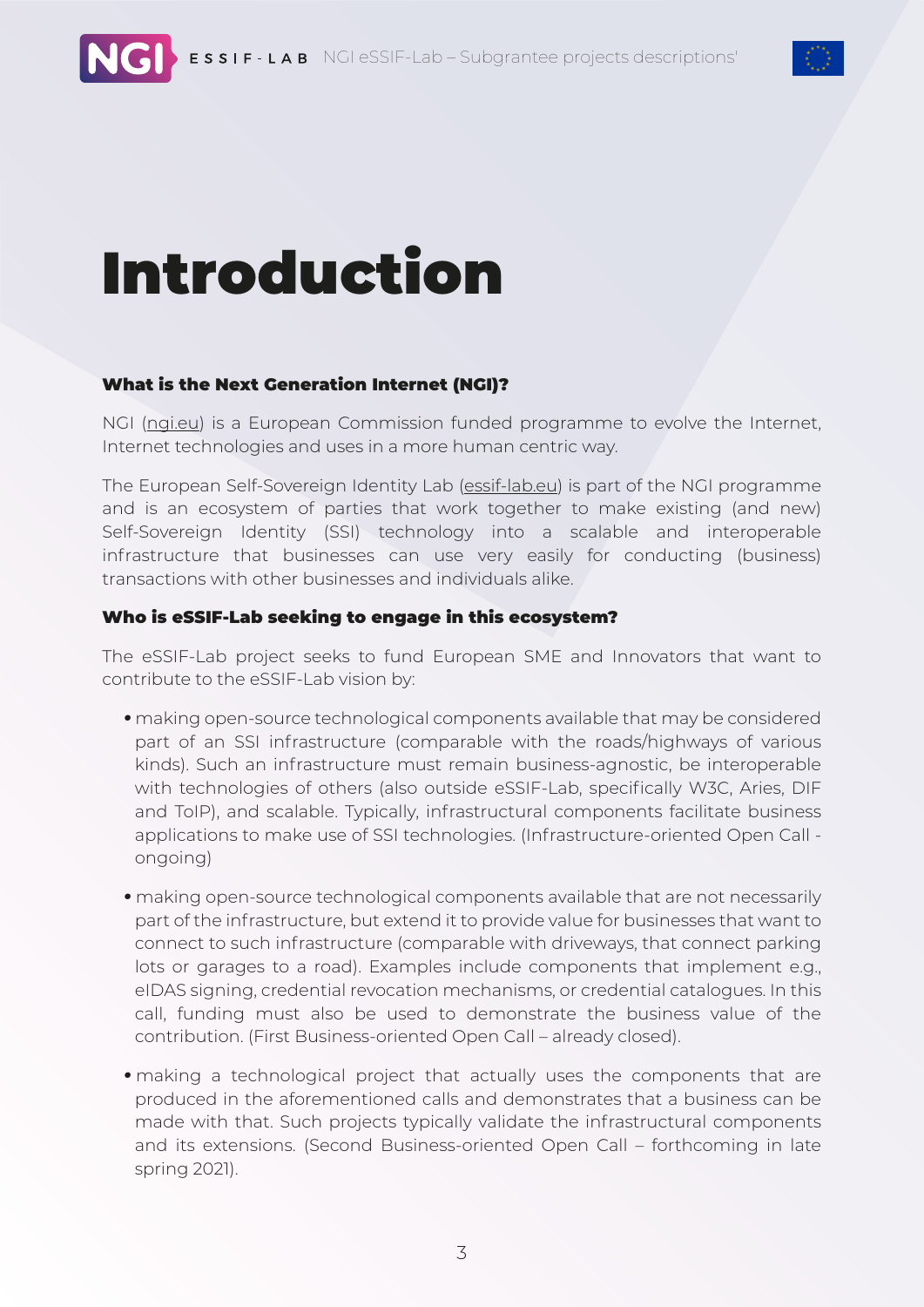# Introduction

### What is the Next Generation Internet (NGI)?

NGI (ngi.eu) is a European Commission funded programme to evolve the Internet, Internet technologies and uses in a more human centric way.

The European Self-Sovereign Identity Lab (essif-lab.eu) is part of the NGI programme and is an ecosystem of parties that work together to make existing (and new) Self-Sovereign Identity (SSI) technology into a scalable and interoperable infrastructure that businesses can use very easily for conducting (business) transactions with other businesses and individuals alike.

### Who is eSSIF-Lab seeking to engage in this ecosystem?

The eSSIF-Lab project seeks to fund European SME and Innovators that want to contribute to the eSSIF-Lab vision by:

- making open-source technological components available that may be considered part of an SSI infrastructure (comparable with the roads/highways of various kinds). Such an infrastructure must remain business-agnostic, be interoperable with technologies of others (also outside eSSIF-Lab, specifically W3C, Aries, DIF and ToIP), and scalable. Typically, infrastructural components facilitate business applications to make use of SSI technologies. (Infrastructure-oriented Open Call - ongoing)
- making open-source technological components available that are not necessarily part of the infrastructure, but extend it to provide value for businesses that want to connect to such infrastructure (comparable with driveways, that connect parking lots or garages to a road). Examples include components that implement e.g., eIDAS signing, credential revocation mechanisms, or credential catalogues. In this call, funding must also be used to demonstrate the business value of the contribution. (First Business-oriented Open Call – already closed).
- making a technological project that actually uses the components that are produced in the aforementioned calls and demonstrates that a business can be made with that. Such projects typically validate the infrastructural components and its extensions. (Second Business-oriented Open Call – forthcoming in late spring 2021).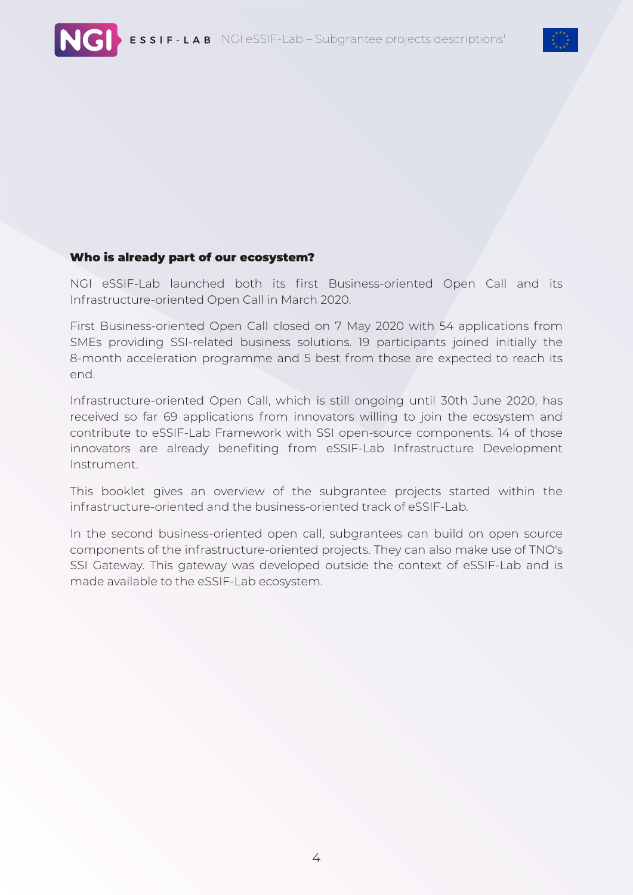## Who is already part of our ecosystem?

NGI eSSIF-Lab launched both its first Business-oriented Open Call and its Infrastructure-oriented Open Call in March 2020.

First Business-oriented Open Call closed on 7 May 2020 with 54 applications from SMEs providing SSI-related business solutions. 19 participants joined initially the 8-month acceleration programme and 5 best from those are expected to reach its end.

Infrastructure-oriented Open Call, which is still ongoing until 30th June 2020, has received so far 69 applications from innovators willing to join the ecosystem and contribute to eSSIF-Lab Framework with SSI open-source components. 14 of those innovators are already benefiting from eSSIF-Lab Infrastructure Development Instrument.

This booklet gives an overview of the subgrantee projects started within the infrastructure-oriented and the business-oriented track of eSSIF-Lab.

In the second business-oriented open call, subgrantees can build on open source components of the infrastructure-oriented projects. They can also make use of TNO's SSI Gateway. This gateway was developed outside the context of eSSIF-Lab and is made available to the eSSIF-Lab ecosystem.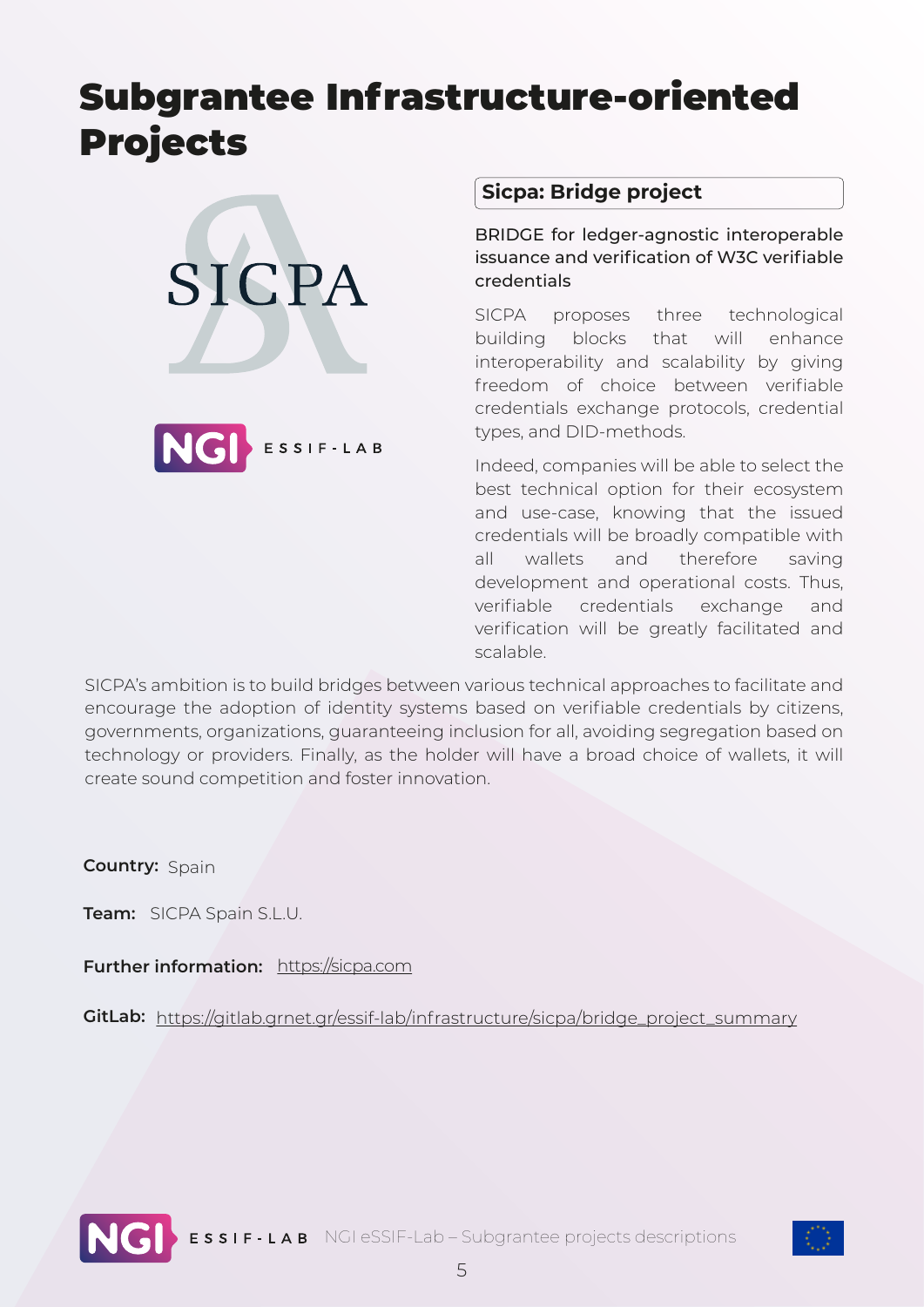# Subgrantee Infrastructure-oriented Projects

## Sicpa: Bridge project

BRIDGE for ledger-agnostic interoperable issuance and verification of W3C verifiable credentials

SICPA proposes three technological building blocks that will enhance interoperability and scalability by giving freedom of choice between verifiable credentials exchange protocols, credential types, and DID-methods.

Indeed, companies will be able to select the best technical option for their ecosystem and use-case, knowing that the issued credentials will be broadly compatible with all wallets and therefore saving development and operational costs. Thus, verifiable credentials exchange and verification will be greatly facilitated and scalable.

SICPA's ambition is to build bridges between various technical approaches to facilitate and encourage the adoption of identity systems based on verifiable credentials by citizens, governments, organizations, guaranteeing inclusion for all, avoiding segregation based on technology or providers. Finally, as the holder will have a broad choice of wallets, it will create sound competition and foster innovation.

**Country:** Spain

**Team:** SICPA Spain S.L.U.

**Further information:** https://sicpa.com

**GitLab:** https://gitlab.grnet.gr/essif-lab/infrastructure/sicpa/bridge_project_summary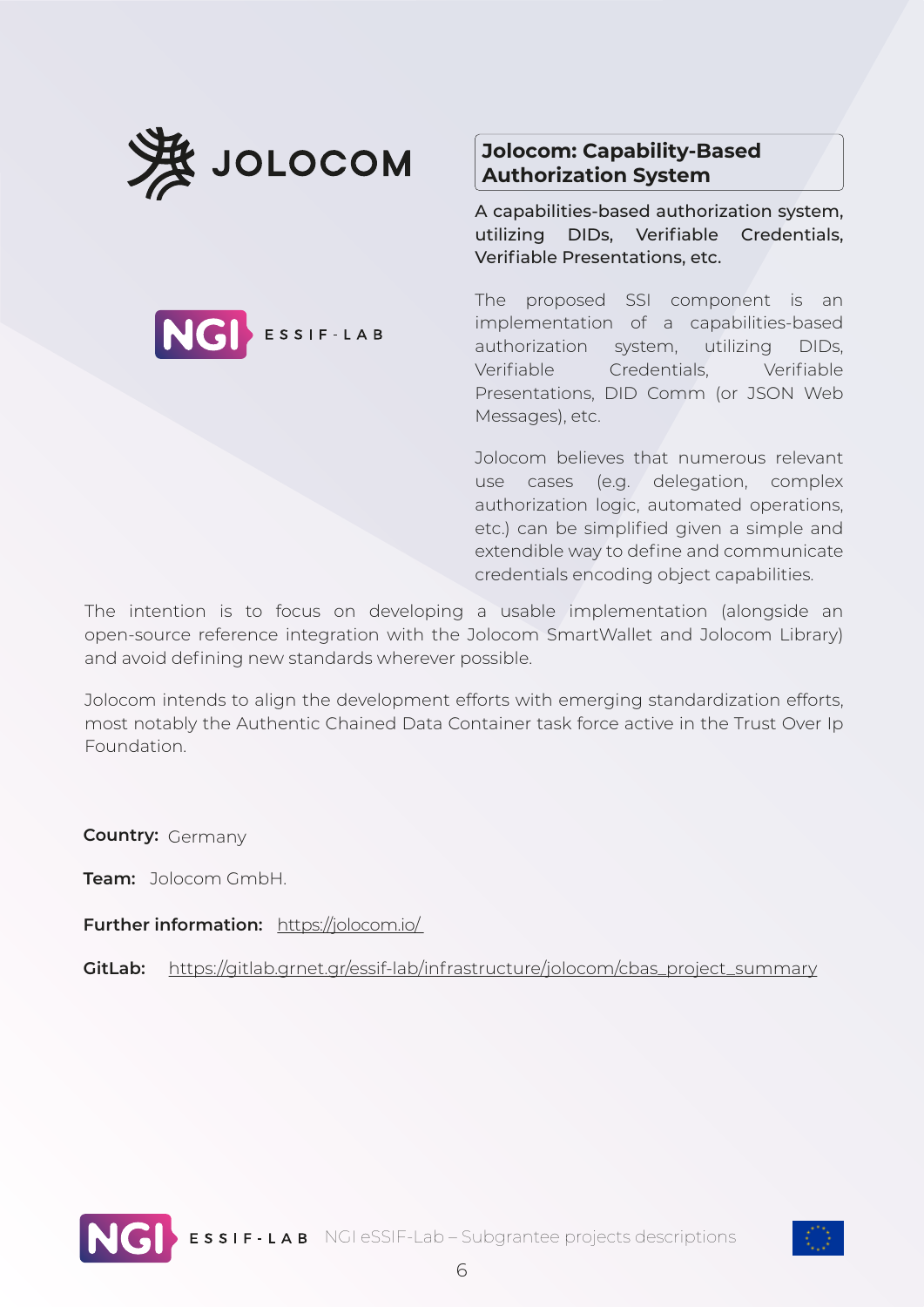# Jolocom: Capability-Based Authorization System

**A capabilities-based authorization system, utilizing DIDs, Verifiable Credentials, Verifiable Presentations, etc.**

The proposed SSI component is an implementation of a capabilities-based authorization system, utilizing DIDs, Verifiable Credentials, Verifiable Presentations, DID Comm (or JSON Web Messages), etc.

Jolocom believes that numerous relevant use cases (e.g. delegation, complex authorization logic, automated operations, etc.) can be simplified given a simple and extendible way to define and communicate credentials encoding object capabilities.

The intention is to focus on developing a usable implementation (alongside an open-source reference integration with the Jolocom SmartWallet and Jolocom Library) and avoid defining new standards wherever possible.

Jolocom intends to align the development efforts with emerging standardization efforts, most notably the Authentic Chained Data Container task force active in the Trust Over Ip Foundation.

**Country:** Germany

**Team:** Jolocom GmbH.

**Further information:** https://jolocom.io/

**GitLab:** https://gitlab.grnet.gr/essif-lab/infrastructure/jolocom/cbas_project_summary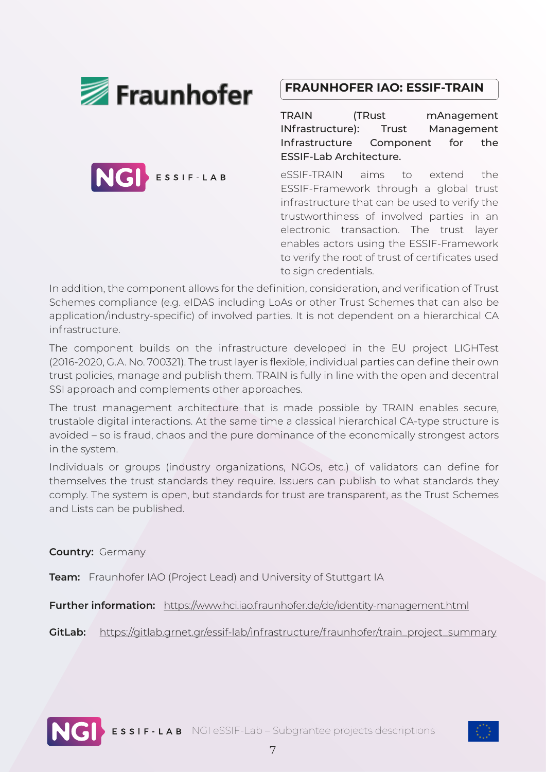## FRAUNHOFER IAO: ESSIF-TRAIN

**TRAIN (TRust mAnagement INfrastructure): Trust Management Infrastructure Component for the ESSIF-Lab Architecture.**

eSSIF-TRAIN aims to extend the ESSIF-Framework through a global trust infrastructure that can be used to verify the trustworthiness of involved parties in an electronic transaction. The trust layer enables actors using the ESSIF-Framework to verify the root of trust of certificates used to sign credentials.

In addition, the component allows for the definition, consideration, and verification of Trust Schemes compliance (e.g. eIDAS including LoAs or other Trust Schemes that can also be application/industry-specific) of involved parties. It is not dependent on a hierarchical CA infrastructure.

The component builds on the infrastructure developed in the EU project LIGHTest (2016-2020, G.A. No. 700321). The trust layer is flexible, individual parties can define their own trust policies, manage and publish them. TRAIN is fully in line with the open and decentral SSI approach and complements other approaches.

The trust management architecture that is made possible by TRAIN enables secure, trustable digital interactions. At the same time a classical hierarchical CA-type structure is avoided – so is fraud, chaos and the pure dominance of the economically strongest actors in the system.

Individuals or groups (industry organizations, NGOs, etc.) of validators can define for themselves the trust standards they require. Issuers can publish to what standards they comply. The system is open, but standards for trust are transparent, as the Trust Schemes and Lists can be published.

**Country:** Germany

**Team:** Fraunhofer IAO (Project Lead) and University of Stuttgart IA

**Further information:** https://www.hci.iao.fraunhofer.de/de/identity-management.html

**GitLab:** https://gitlab.grnet.gr/essif-lab/infrastructure/fraunhofer/train_project_summary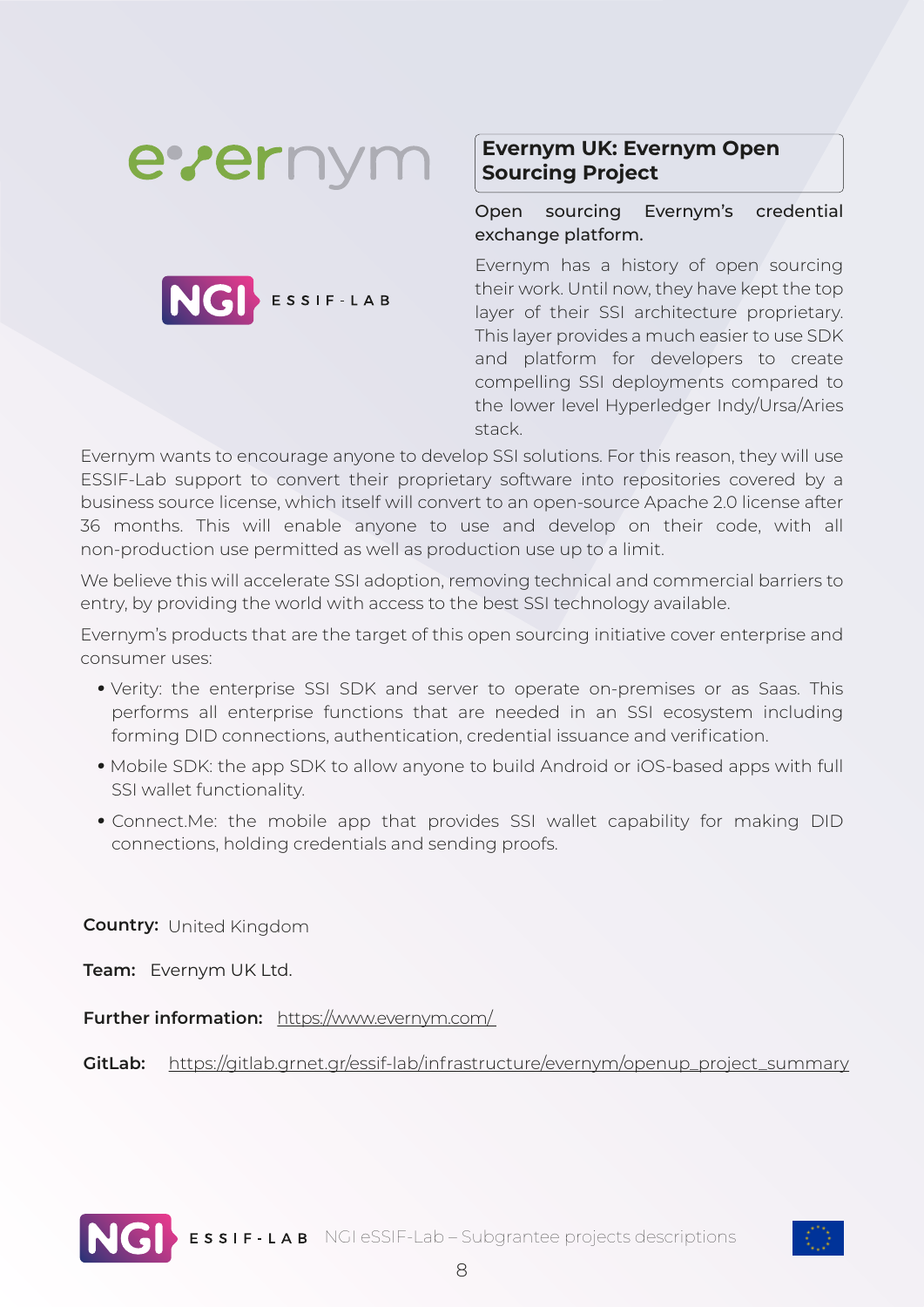## Evernym UK: Evernym Open Sourcing Project

Open sourcing Evernym's credential exchange platform.

Evernym has a history of open sourcing their work. Until now, they have kept the top layer of their SSI architecture proprietary. This layer provides a much easier to use SDK and platform for developers to create compelling SSI deployments compared to the lower level Hyperledger Indy/Ursa/Aries stack.

Evernym wants to encourage anyone to develop SSI solutions. For this reason, they will use ESSIF-Lab support to convert their proprietary software into repositories covered by a business source license, which itself will convert to an open-source Apache 2.0 license after 36 months. This will enable anyone to use and develop on their code, with all non-production use permitted as well as production use up to a limit.

We believe this will accelerate SSI adoption, removing technical and commercial barriers to entry, by providing the world with access to the best SSI technology available.

Evernym's products that are the target of this open sourcing initiative cover enterprise and consumer uses:

- Verity: the enterprise SSI SDK and server to operate on-premises or as Saas. This performs all enterprise functions that are needed in an SSI ecosystem including forming DID connections, authentication, credential issuance and verification.
- Mobile SDK: the app SDK to allow anyone to build Android or iOS-based apps with full SSI wallet functionality.
- Connect.Me: the mobile app that provides SSI wallet capability for making DID connections, holding credentials and sending proofs.

**Country:** United Kingdom

**Team:** Evernym UK Ltd.

**Further information:** https://www.evernym.com/

**GitLab:** https://gitlab.grnet.gr/essif-lab/infrastructure/evernym/openup_project_summary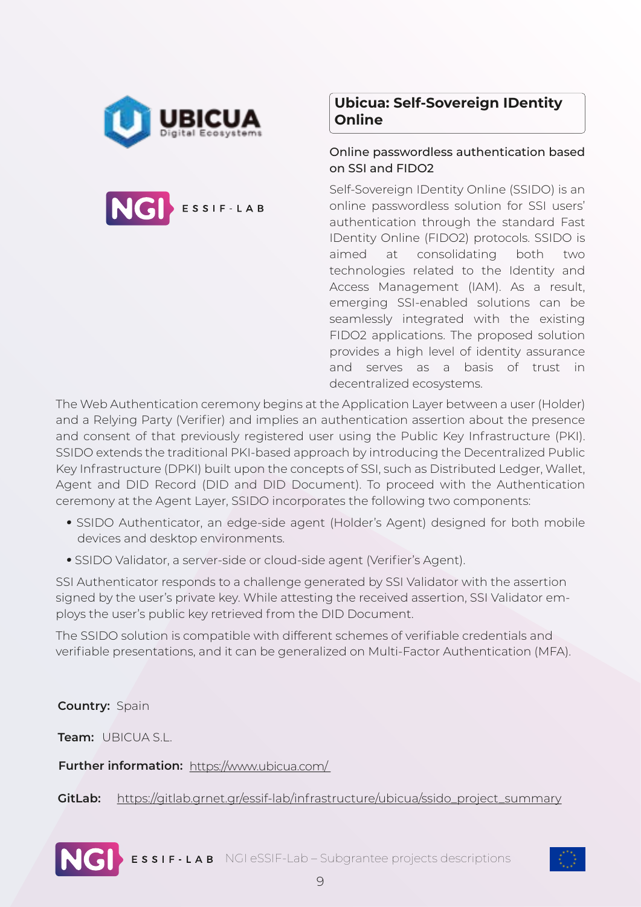## Ubicua: Self-Sovereign IDentity Online

### Online passwordless authentication based on SSI and FIDO2

Self-Sovereign IDentity Online (SSIDO) is an online passwordless solution for SSI users' authentication through the standard Fast IDentity Online (FIDO2) protocols. SSIDO is aimed at consolidating both two technologies related to the Identity and Access Management (IAM). As a result, emerging SSI-enabled solutions can be seamlessly integrated with the existing FIDO2 applications. The proposed solution provides a high level of identity assurance and serves as a basis of trust in decentralized ecosystems.

The Web Authentication ceremony begins at the Application Layer between a user (Holder) and a Relying Party (Verifier) and implies an authentication assertion about the presence and consent of that previously registered user using the Public Key Infrastructure (PKI). SSIDO extends the traditional PKI-based approach by introducing the Decentralized Public Key Infrastructure (DPKI) built upon the concepts of SSI, such as Distributed Ledger, Wallet, Agent and DID Record (DID and DID Document). To proceed with the Authentication ceremony at the Agent Layer, SSIDO incorporates the following two components:

- SSIDO Authenticator, an edge-side agent (Holder's Agent) designed for both mobile devices and desktop environments.
- SSIDO Validator, a server-side or cloud-side agent (Verifier's Agent).

SSI Authenticator responds to a challenge generated by SSI Validator with the assertion signed by the user's private key. While attesting the received assertion, SSI Validator employs the user's public key retrieved from the DID Document.

The SSIDO solution is compatible with different schemes of verifiable credentials and verifiable presentations, and it can be generalized on Multi-Factor Authentication (MFA).

**Country:** Spain

**Team:** UBICUA S.L.

**Further information:** https://www.ubicua.com/

**GitLab:** https://gitlab.grnet.gr/essif-lab/infrastructure/ubicua/ssido_project_summary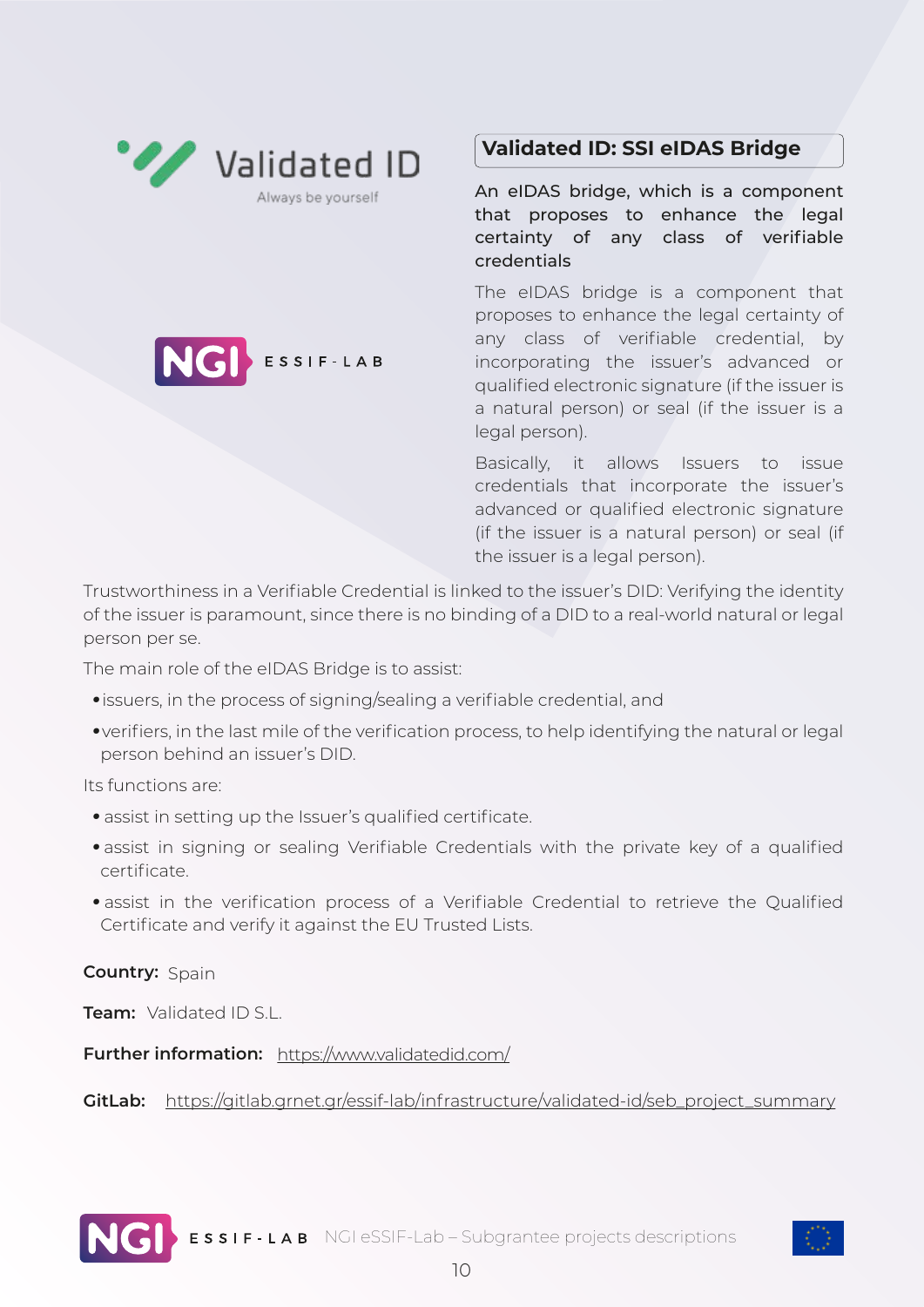## Validated ID: SSI eIDAS Bridge

**An eIDAS bridge, which is a component that proposes to enhance the legal certainty of any class of verifiable credentials**

The eIDAS bridge is a component that proposes to enhance the legal certainty of any class of verifiable credential, by incorporating the issuer's advanced or qualified electronic signature (if the issuer is a natural person) or seal (if the issuer is a legal person).

Basically, it allows Issuers to issue credentials that incorporate the issuer's advanced or qualified electronic signature (if the issuer is a natural person) or seal (if the issuer is a legal person).

Trustworthiness in a Verifiable Credential is linked to the issuer's DID: Verifying the identity of the issuer is paramount, since there is no binding of a DID to a real-world natural or legal person per se.

The main role of the eIDAS Bridge is to assist:

- issuers, in the process of signing/sealing a verifiable credential, and
- verifiers, in the last mile of the verification process, to help identifying the natural or legal person behind an issuer's DID.

Its functions are:

- assist in setting up the Issuer's qualified certificate.
- assist in signing or sealing Verifiable Credentials with the private key of a qualified certificate.
- assist in the verification process of a Verifiable Credential to retrieve the Qualified Certificate and verify it against the EU Trusted Lists.

**Country:** Spain

**Team:** Validated ID S.L.

**Further information:** https://www.validatedid.com/

**GitLab:** https://gitlab.grnet.gr/essif-lab/infrastructure/validated-id/seb_project_summary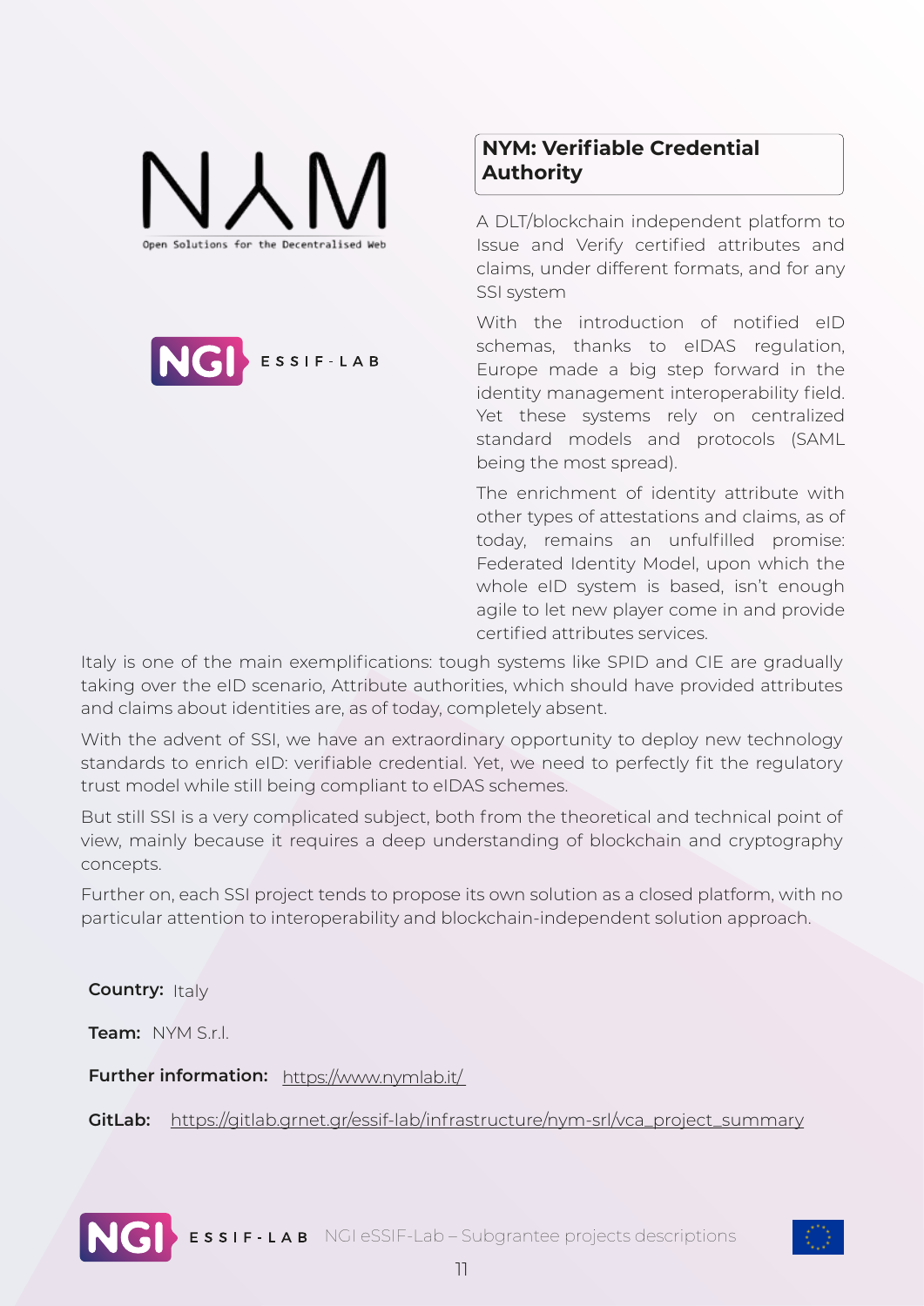## NYM: Verifiable Credential Authority

A DLT/blockchain independent platform to Issue and Verify certified attributes and claims, under different formats, and for any SSI system

With the introduction of notified eID schemas, thanks to eIDAS regulation, Europe made a big step forward in the identity management interoperability field. Yet these systems rely on centralized standard models and protocols (SAML being the most spread).

The enrichment of identity attribute with other types of attestations and claims, as of today, remains an unfulfilled promise: Federated Identity Model, upon which the whole eID system is based, isn't enough agile to let new player come in and provide certified attributes services.

Italy is one of the main exemplifications: tough systems like SPID and CIE are gradually taking over the eID scenario, Attribute authorities, which should have provided attributes and claims about identities are, as of today, completely absent.

With the advent of SSI, we have an extraordinary opportunity to deploy new technology standards to enrich eID: verifiable credential. Yet, we need to perfectly fit the regulatory trust model while still being compliant to eIDAS schemes.

But still SSI is a very complicated subject, both from the theoretical and technical point of view, mainly because it requires a deep understanding of blockchain and cryptography concepts.

Further on, each SSI project tends to propose its own solution as a closed platform, with no particular attention to interoperability and blockchain-independent solution approach.

**Country:** Italy

**Team:** NYM S.r.l.

**Further information:** https://www.nymlab.it/

**GitLab:** https://gitlab.grnet.gr/essif-lab/infrastructure/nym-srl/vca_project_summary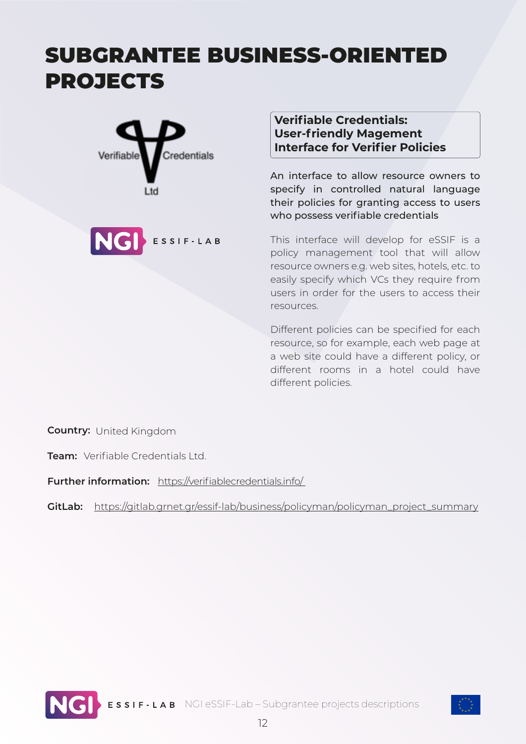# SUBGRANTEE BUSINESS-ORIENTED PROJECTS

## Verifiable Credentials: User-friendly Magement Interface for Verifier Policies

An interface to allow resource owners to specify in controlled natural language their policies for granting access to users who possess verifiable credentials

This interface will develop for eSSIF is a policy management tool that will allow resource owners e.g. web sites, hotels, etc. to easily specify which VCs they require from users in order for the users to access their resources.

Different policies can be specified for each resource, so for example, each web page at a web site could have a different policy, or different rooms in a hotel could have different policies.

**Country:** United Kingdom

**Team:** Verifiable Credentials Ltd.

**Further information:** https://verifiablecredentials.info/

**GitLab:** https://gitlab.grnet.gr/essif-lab/business/policyman/policyman_project_summary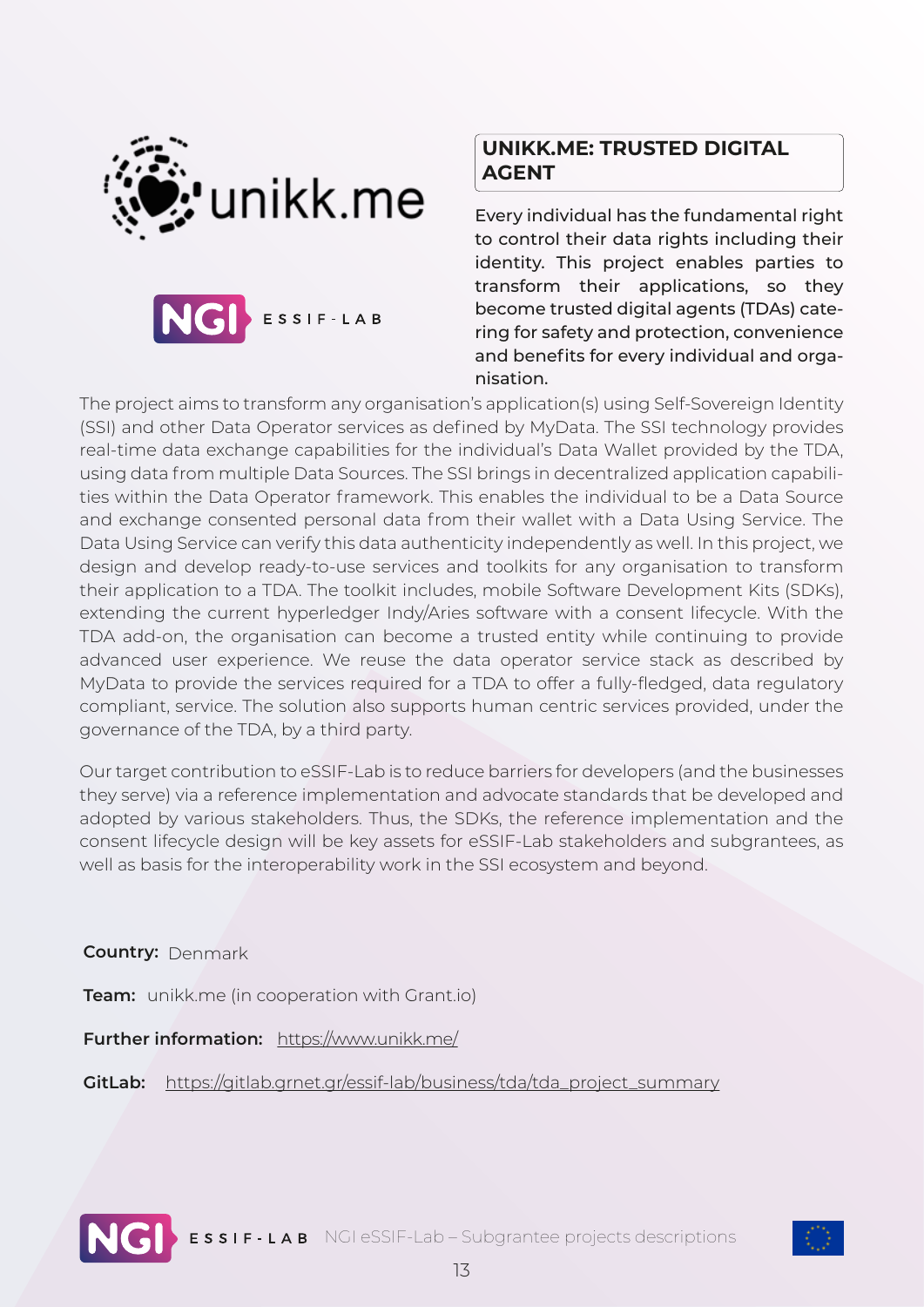## UNIKK.ME: TRUSTED DIGITAL AGENT

Every individual has the fundamental right to control their data rights including their identity. This project enables parties to transform their applications, so they become trusted digital agents (TDAs) catering for safety and protection, convenience and benefits for every individual and organisation.

The project aims to transform any organisation's application(s) using Self-Sovereign Identity (SSI) and other Data Operator services as defined by MyData. The SSI technology provides real-time data exchange capabilities for the individual's Data Wallet provided by the TDA, using data from multiple Data Sources. The SSI brings in decentralized application capabilities within the Data Operator framework. This enables the individual to be a Data Source and exchange consented personal data from their wallet with a Data Using Service. The Data Using Service can verify this data authenticity independently as well. In this project, we design and develop ready-to-use services and toolkits for any organisation to transform their application to a TDA. The toolkit includes, mobile Software Development Kits (SDKs), extending the current hyperledger Indy/Aries software with a consent lifecycle. With the TDA add-on, the organisation can become a trusted entity while continuing to provide advanced user experience. We reuse the data operator service stack as described by MyData to provide the services required for a TDA to offer a fully-fledged, data regulatory compliant, service. The solution also supports human centric services provided, under the governance of the TDA, by a third party.

Our target contribution to eSSIF-Lab is to reduce barriers for developers (and the businesses they serve) via a reference implementation and advocate standards that be developed and adopted by various stakeholders. Thus, the SDKs, the reference implementation and the consent lifecycle design will be key assets for eSSIF-Lab stakeholders and subgrantees, as well as basis for the interoperability work in the SSI ecosystem and beyond.

**Country:** Denmark

**Team:** unikk.me (in cooperation with Grant.io)

**Further information:** https://www.unikk.me/

**GitLab:** https://gitlab.grnet.gr/essif-lab/business/tda/tda_project_summary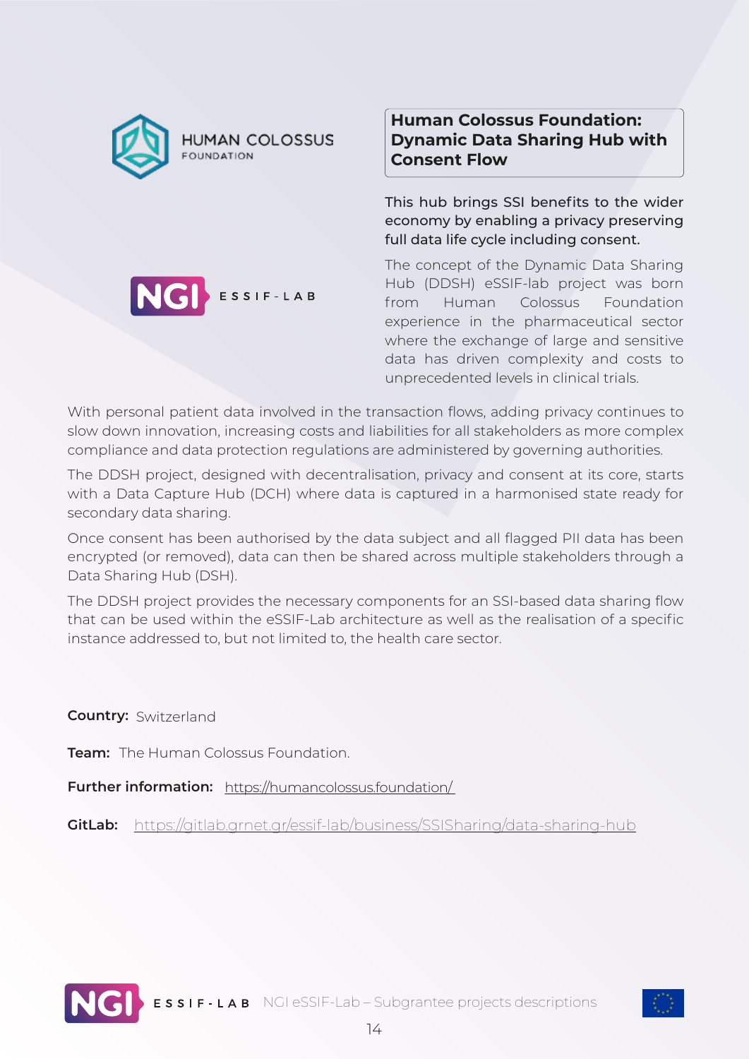## Human Colossus Foundation: Dynamic Data Sharing Hub with Consent Flow

This hub brings SSI benefits to the wider economy by enabling a privacy preserving full data life cycle including consent.

The concept of the Dynamic Data Sharing Hub (DDSH) eSSIF-lab project was born from Human Colossus Foundation experience in the pharmaceutical sector where the exchange of large and sensitive data has driven complexity and costs to unprecedented levels in clinical trials.

With personal patient data involved in the transaction flows, adding privacy continues to slow down innovation, increasing costs and liabilities for all stakeholders as more complex compliance and data protection regulations are administered by governing authorities.

The DDSH project, designed with decentralisation, privacy and consent at its core, starts with a Data Capture Hub (DCH) where data is captured in a harmonised state ready for secondary data sharing.

Once consent has been authorised by the data subject and all flagged PII data has been encrypted (or removed), data can then be shared across multiple stakeholders through a Data Sharing Hub (DSH).

The DDSH project provides the necessary components for an SSI-based data sharing flow that can be used within the eSSIF-Lab architecture as well as the realisation of a specific instance addressed to, but not limited to, the health care sector.

**Country:** Switzerland

**Team:** The Human Colossus Foundation.

**Further information:** https://humancolossus.foundation/

**GitLab:** https://gitlab.grnet.gr/essif-lab/business/SSISharing/data-sharing-hub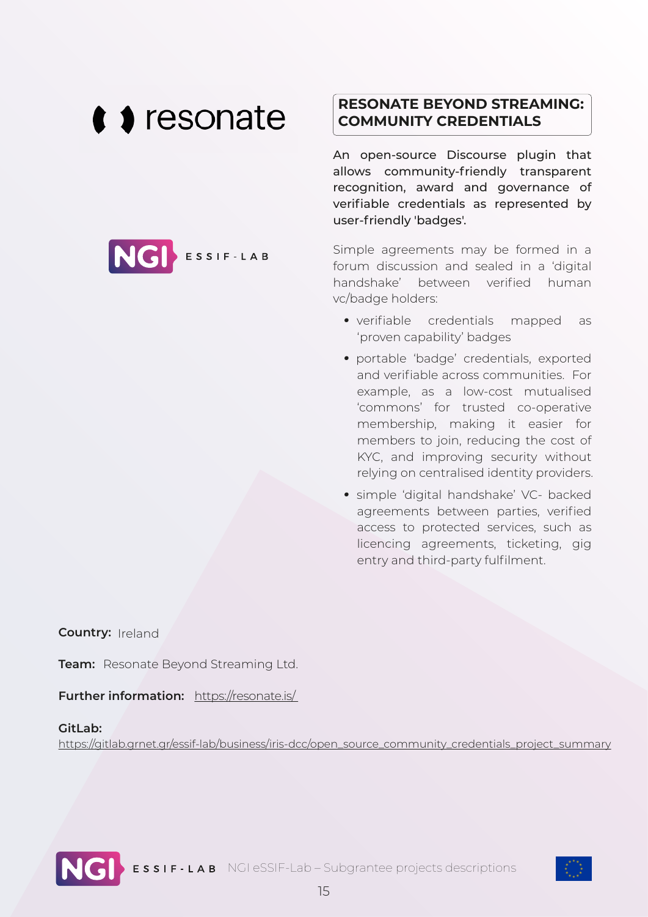resonate

NGI ESSIF-LAB

## RESONATE BEYOND STREAMING: COMMUNITY CREDENTIALS

An open-source Discourse plugin that allows community-friendly transparent recognition, award and governance of verifiable credentials as represented by user-friendly 'badges'.

Simple agreements may be formed in a forum discussion and sealed in a 'digital handshake' between verified human vc/badge holders:

- verifiable credentials mapped as 'proven capability' badges
- portable 'badge' credentials, exported and verifiable across communities. For example, as a low-cost mutualised 'commons' for trusted co-operative membership, making it easier for members to join, reducing the cost of KYC, and improving security without relying on centralised identity providers.
- simple 'digital handshake' VC- backed agreements between parties, verified access to protected services, such as licencing agreements, ticketing, gig entry and third-party fulfilment.

**Country:** Ireland

**Team:** Resonate Beyond Streaming Ltd.

**Further information:** https://resonate.is/

**GitLab:**
https://gitlab.grnet.gr/essif-lab/business/iris-dcc/open_source_community_credentials_project_summary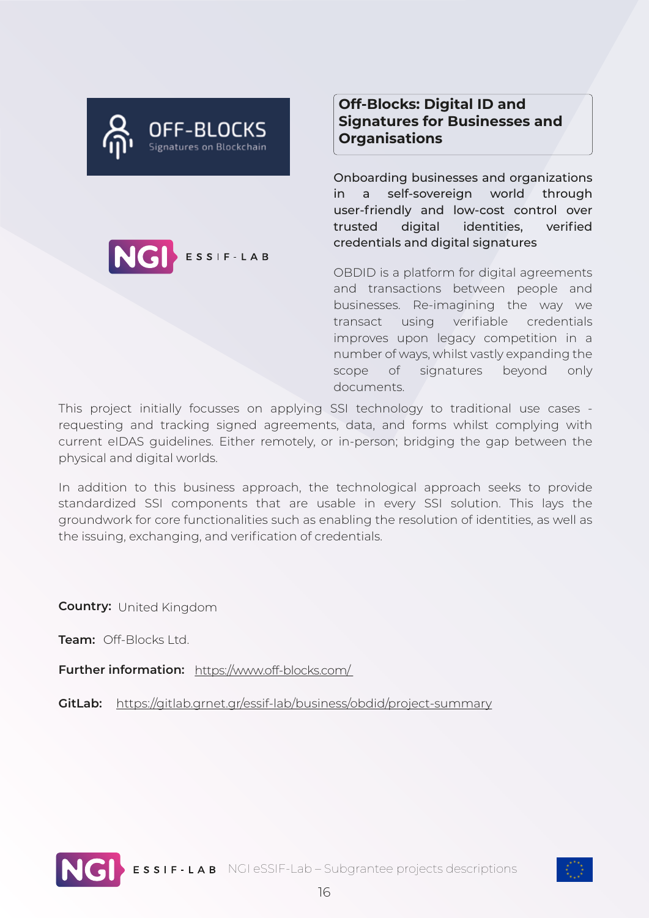## Off-Blocks: Digital ID and Signatures for Businesses and Organisations

Onboarding businesses and organizations in a self-sovereign world through user-friendly and low-cost control over trusted digital identities, verified credentials and digital signatures

OBDID is a platform for digital agreements and transactions between people and businesses. Re-imagining the way we transact using verifiable credentials improves upon legacy competition in a number of ways, whilst vastly expanding the scope of signatures beyond only documents.

This project initially focusses on applying SSI technology to traditional use cases - requesting and tracking signed agreements, data, and forms whilst complying with current eIDAS guidelines. Either remotely, or in-person; bridging the gap between the physical and digital worlds.

In addition to this business approach, the technological approach seeks to provide standardized SSI components that are usable in every SSI solution. This lays the groundwork for core functionalities such as enabling the resolution of identities, as well as the issuing, exchanging, and verification of credentials.

**Country:** United Kingdom

**Team:** Off-Blocks Ltd.

**Further information:** https://www.off-blocks.com/

**GitLab:** https://gitlab.grnet.gr/essif-lab/business/obdid/project-summary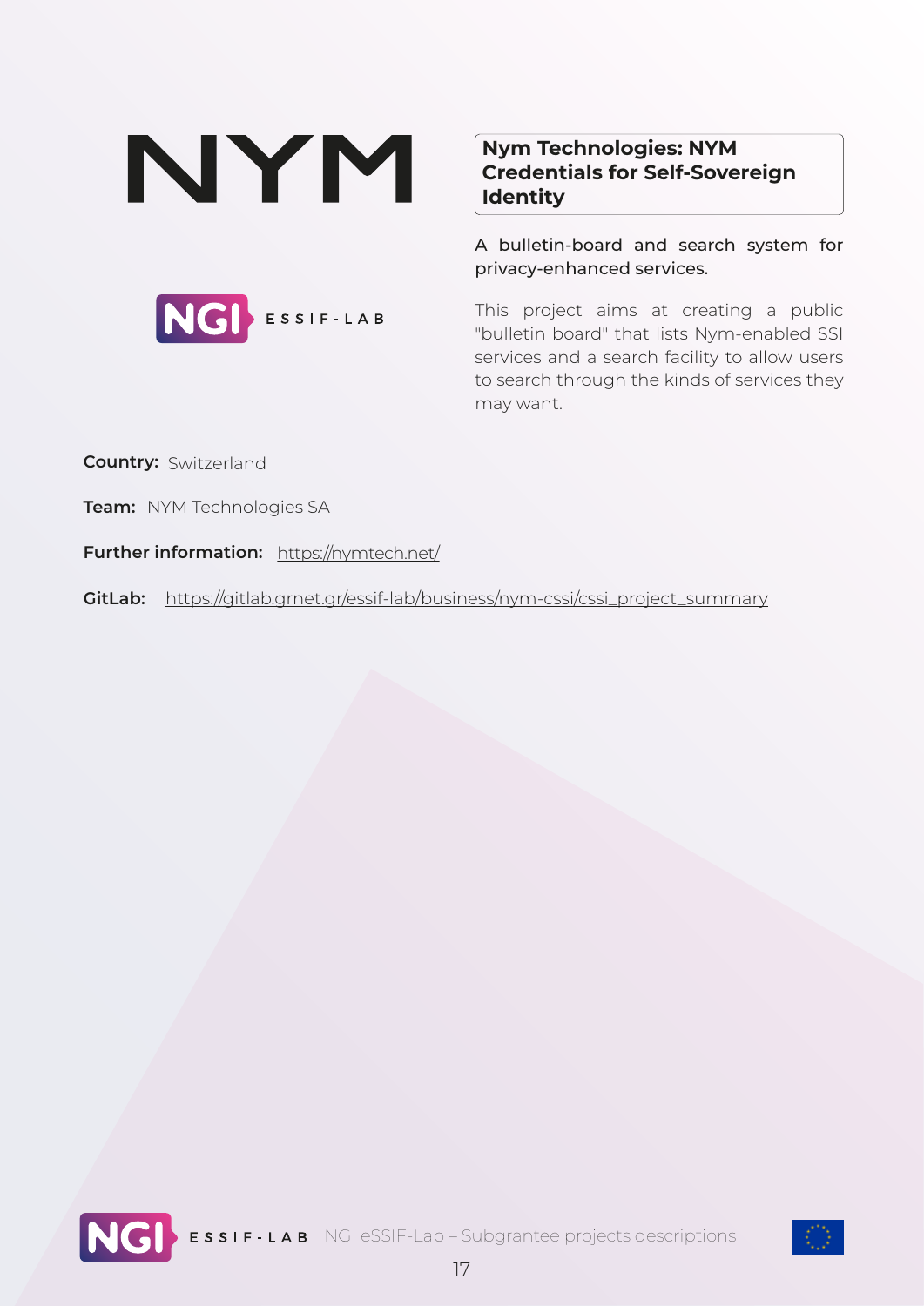## Nym Technologies: NYM Credentials for Self-Sovereign Identity

A bulletin-board and search system for privacy-enhanced services.

This project aims at creating a public "bulletin board" that lists Nym-enabled SSI services and a search facility to allow users to search through the kinds of services they may want.

**Country:** Switzerland

**Team:** NYM Technologies SA

**Further information:** https://nymtech.net/

**GitLab:** https://gitlab.grnet.gr/essif-lab/business/nym-cssi/cssi_project_summary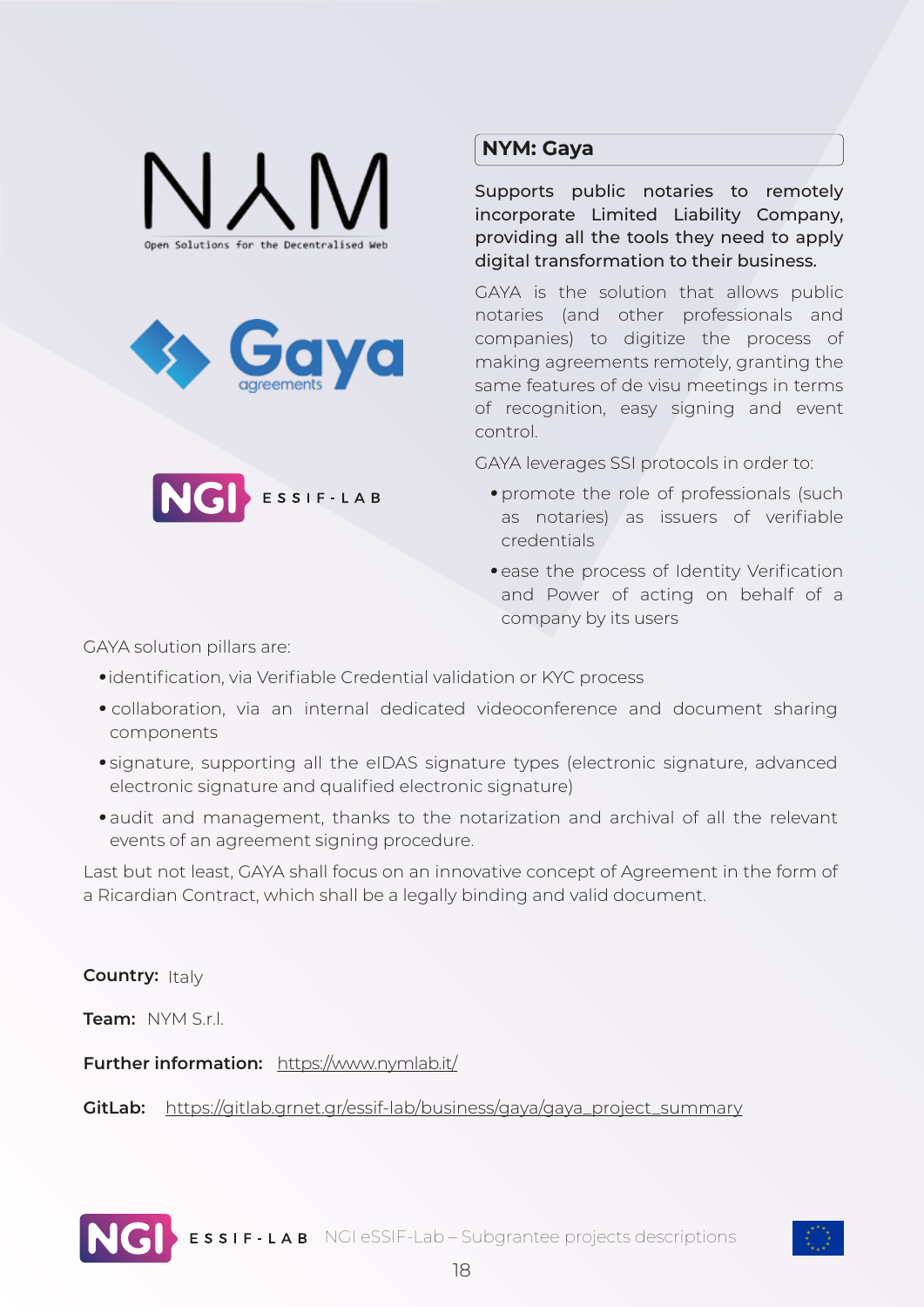## NYM: Gaya

**Supports public notaries to remotely incorporate Limited Liability Company, providing all the tools they need to apply digital transformation to their business.**

GAYA is the solution that allows public notaries (and other professionals and companies) to digitize the process of making agreements remotely, granting the same features of de visu meetings in terms of recognition, easy signing and event control.

GAYA leverages SSI protocols in order to:

- promote the role of professionals (such as notaries) as issuers of verifiable credentials
- ease the process of Identity Verification and Power of acting on behalf of a company by its users

GAYA solution pillars are:

- identification, via Verifiable Credential validation or KYC process
- collaboration, via an internal dedicated videoconference and document sharing components
- signature, supporting all the eIDAS signature types (electronic signature, advanced electronic signature and qualified electronic signature)
- audit and management, thanks to the notarization and archival of all the relevant events of an agreement signing procedure.

Last but not least, GAYA shall focus on an innovative concept of Agreement in the form of a Ricardian Contract, which shall be a legally binding and valid document.

**Country:** Italy

**Team:** NYM S.r.l.

**Further information:** https://www.nymlab.it/

**GitLab:** https://gitlab.grnet.gr/essif-lab/business/gaya/gaya_project_summary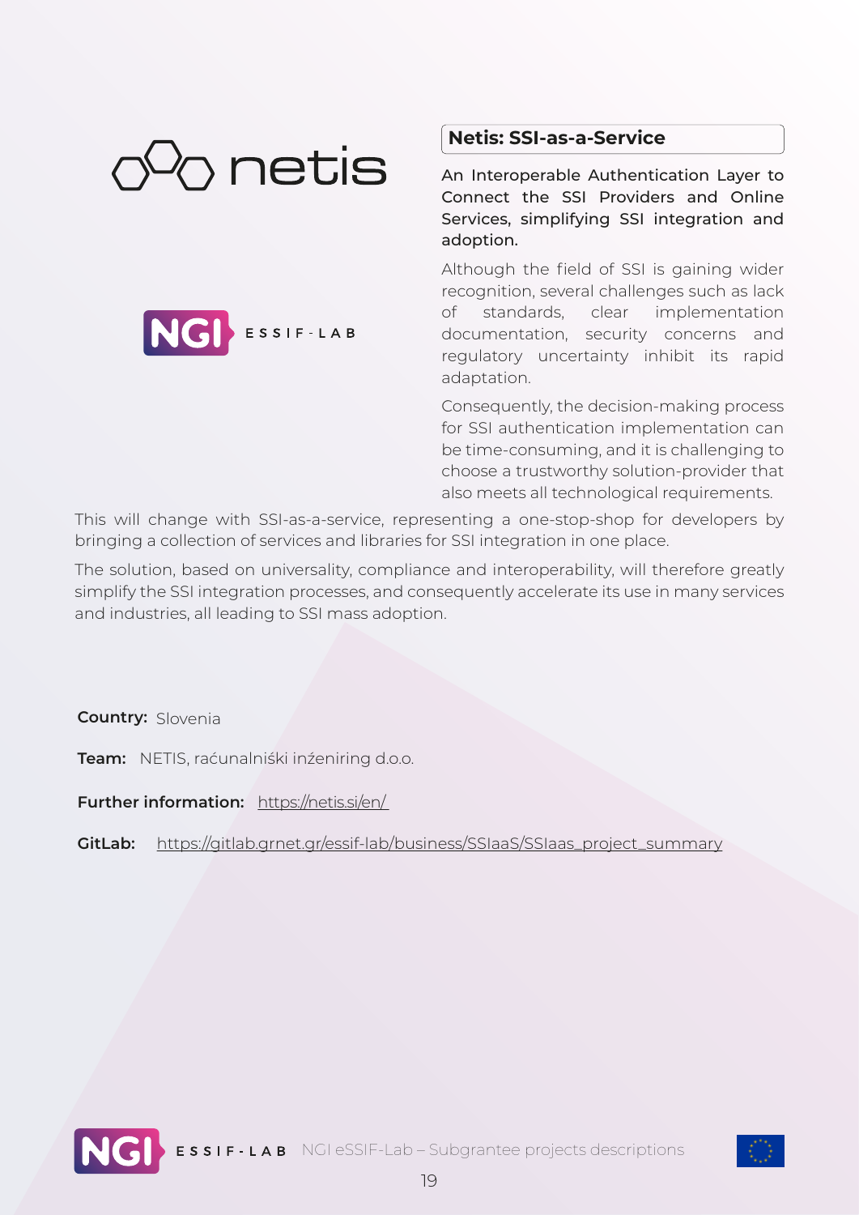## Netis: SSI-as-a-Service

**An Interoperable Authentication Layer to Connect the SSI Providers and Online Services, simplifying SSI integration and adoption.**

Although the field of SSI is gaining wider recognition, several challenges such as lack of standards, clear implementation documentation, security concerns and regulatory uncertainty inhibit its rapid adaptation.

Consequently, the decision-making process for SSI authentication implementation can be time-consuming, and it is challenging to choose a trustworthy solution-provider that also meets all technological requirements.

This will change with SSI-as-a-service, representing a one-stop-shop for developers by bringing a collection of services and libraries for SSI integration in one place.

The solution, based on universality, compliance and interoperability, will therefore greatly simplify the SSI integration processes, and consequently accelerate its use in many services and industries, all leading to SSI mass adoption.

**Country:** Slovenia

**Team:** NETIS, raćunalniśki inźeniring d.o.o.

**Further information:** https://netis.si/en/

**GitLab:** https://gitlab.grnet.gr/essif-lab/business/SSIaaS/SSIaas_project_summary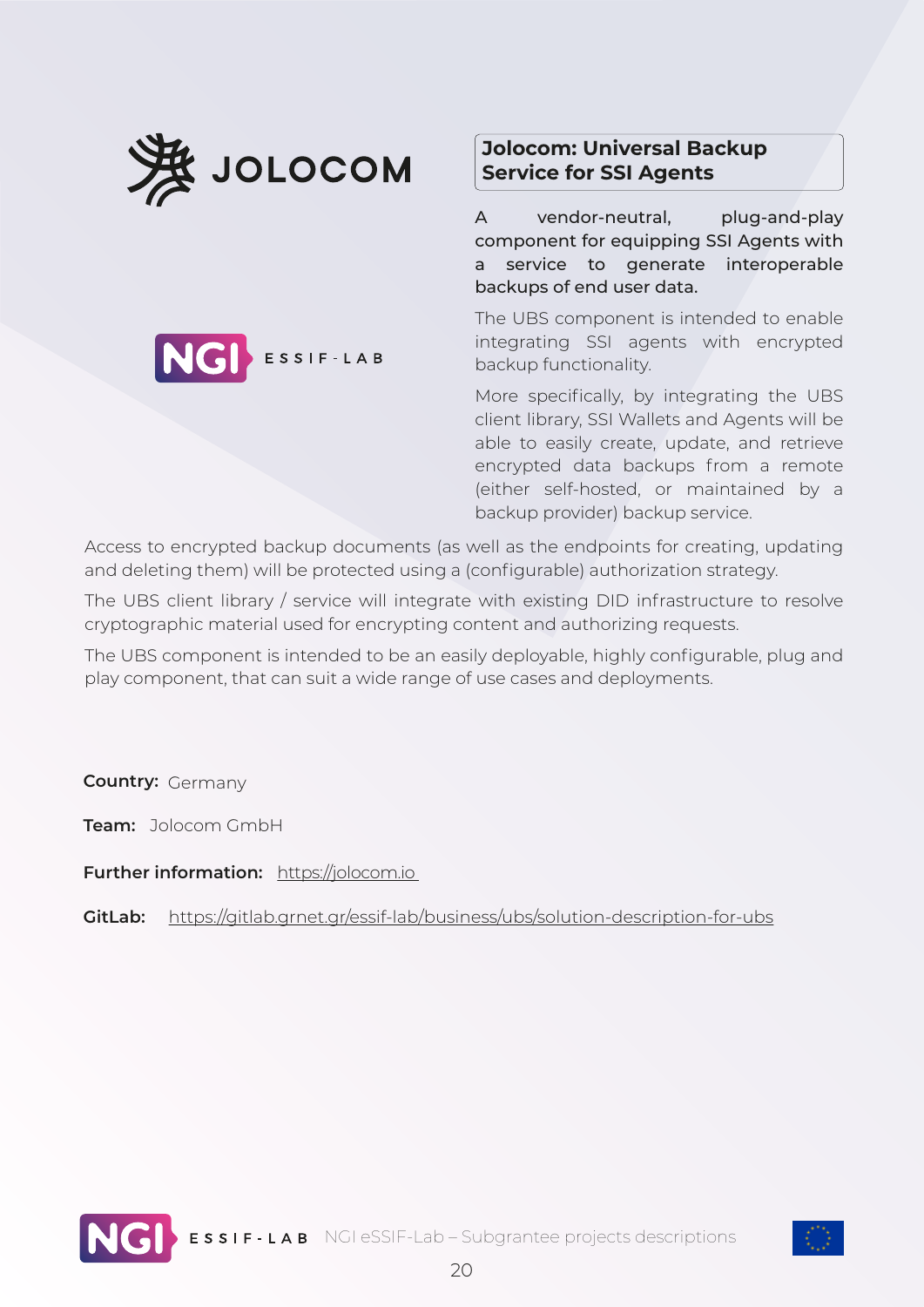## Jolocom: Universal Backup Service for SSI Agents

**A vendor-neutral, plug-and-play component for equipping SSI Agents with a service to generate interoperable backups of end user data.**

The UBS component is intended to enable integrating SSI agents with encrypted backup functionality.

More specifically, by integrating the UBS client library, SSI Wallets and Agents will be able to easily create, update, and retrieve encrypted data backups from a remote (either self-hosted, or maintained by a backup provider) backup service.

Access to encrypted backup documents (as well as the endpoints for creating, updating and deleting them) will be protected using a (configurable) authorization strategy.

The UBS client library / service will integrate with existing DID infrastructure to resolve cryptographic material used for encrypting content and authorizing requests.

The UBS component is intended to be an easily deployable, highly configurable, plug and play component, that can suit a wide range of use cases and deployments.

**Country:** Germany

**Team:** Jolocom GmbH

**Further information:** https://jolocom.io

**GitLab:** https://gitlab.grnet.gr/essif-lab/business/ubs/solution-description-for-ubs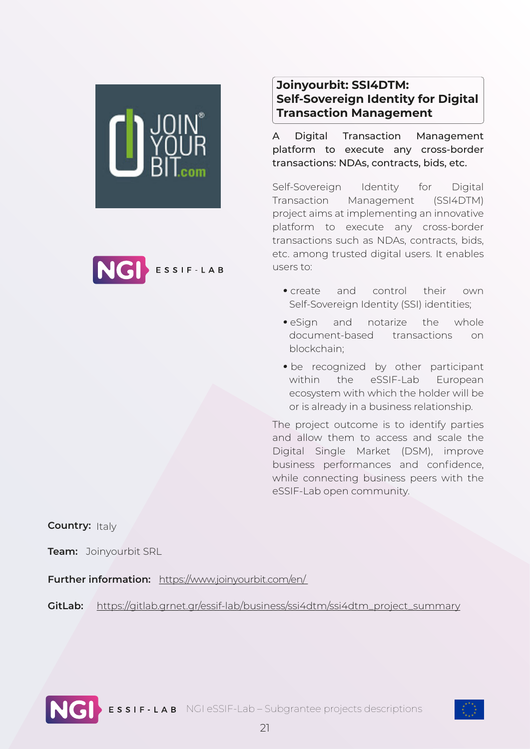## Joinyourbit: SSI4DTM: Self-Sovereign Identity for Digital Transaction Management

A Digital Transaction Management platform to execute any cross-border transactions: NDAs, contracts, bids, etc.

Self-Sovereign Identity for Digital Transaction Management (SSI4DTM) project aims at implementing an innovative platform to execute any cross-border transactions such as NDAs, contracts, bids, etc. among trusted digital users. It enables users to:

- create and control their own Self-Sovereign Identity (SSI) identities;
- eSign and notarize the whole document-based transactions on blockchain;
- be recognized by other participant within the eSSIF-Lab European ecosystem with which the holder will be or is already in a business relationship.

The project outcome is to identify parties and allow them to access and scale the Digital Single Market (DSM), improve business performances and confidence, while connecting business peers with the eSSIF-Lab open community.

**Country:** Italy

**Team:** Joinyourbit SRL

**Further information:** https://www.joinyourbit.com/en/

**GitLab:** https://gitlab.grnet.gr/essif-lab/business/ssi4dtm/ssi4dtm_project_summary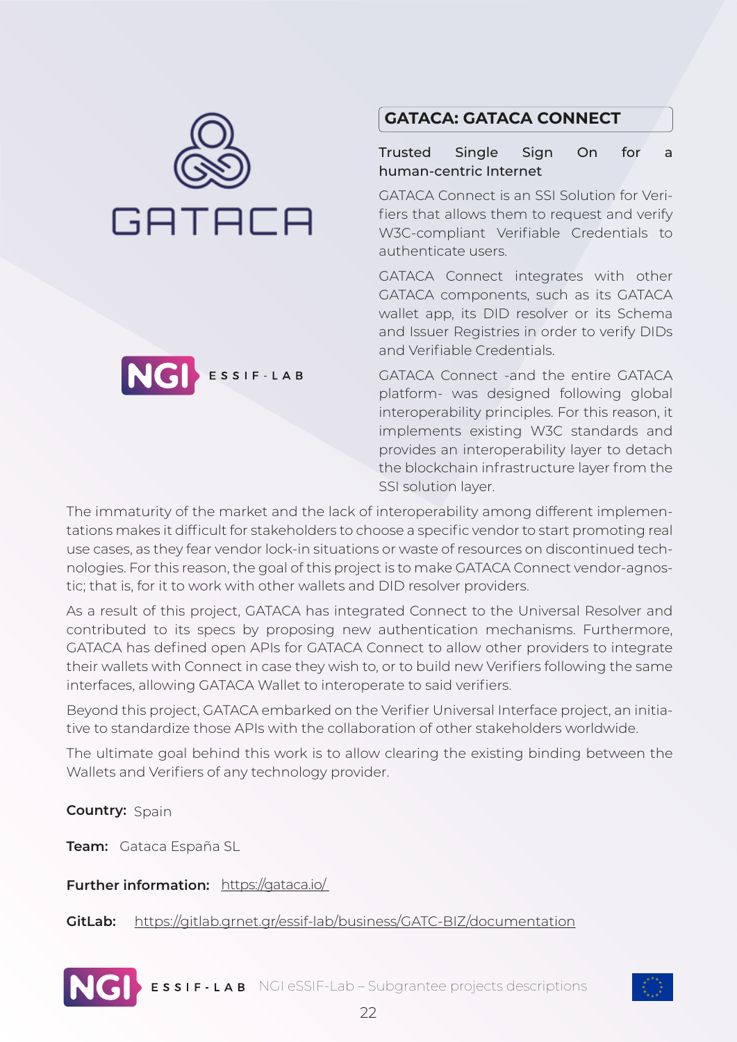## GATACA: GATACA CONNECT

Trusted Single Sign On for a human-centric Internet

GATACA Connect is an SSI Solution for Verifiers that allows them to request and verify W3C-compliant Verifiable Credentials to authenticate users.

GATACA Connect integrates with other GATACA components, such as its GATACA wallet app, its DID resolver or its Schema and Issuer Registries in order to verify DIDs and Verifiable Credentials.

GATACA Connect -and the entire GATACA platform- was designed following global interoperability principles. For this reason, it implements existing W3C standards and provides an interoperability layer to detach the blockchain infrastructure layer from the SSI solution layer.

The immaturity of the market and the lack of interoperability among different implementations makes it difficult for stakeholders to choose a specific vendor to start promoting real use cases, as they fear vendor lock-in situations or waste of resources on discontinued technologies. For this reason, the goal of this project is to make GATACA Connect vendor-agnostic; that is, for it to work with other wallets and DID resolver providers.

As a result of this project, GATACA has integrated Connect to the Universal Resolver and contributed to its specs by proposing new authentication mechanisms. Furthermore, GATACA has defined open APIs for GATACA Connect to allow other providers to integrate their wallets with Connect in case they wish to, or to build new Verifiers following the same interfaces, allowing GATACA Wallet to interoperate to said verifiers.

Beyond this project, GATACA embarked on the Verifier Universal Interface project, an initiative to standardize those APIs with the collaboration of other stakeholders worldwide.

The ultimate goal behind this work is to allow clearing the existing binding between the Wallets and Verifiers of any technology provider.

**Country:** Spain

**Team:** Gataca España SL

**Further information:** https://gataca.io/

**GitLab:** https://gitlab.grnet.gr/essif-lab/business/GATC-BIZ/documentation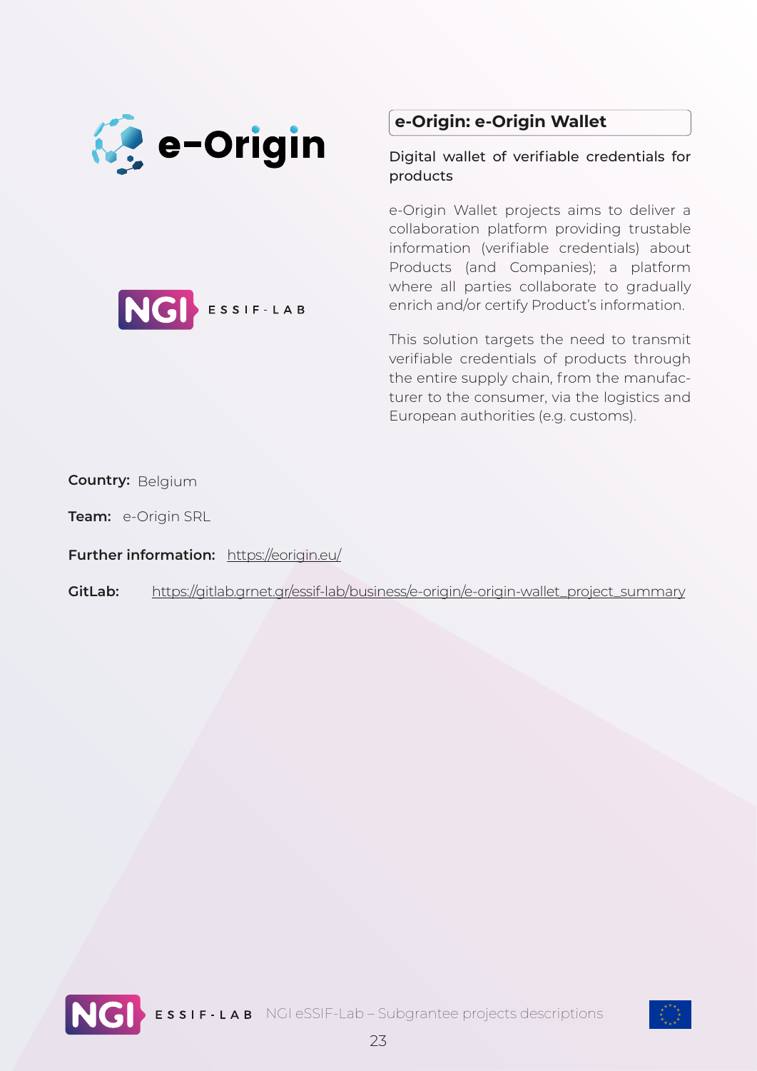## e-Origin: e-Origin Wallet

Digital wallet of verifiable credentials for products

e-Origin Wallet projects aims to deliver a collaboration platform providing trustable information (verifiable credentials) about Products (and Companies); a platform where all parties collaborate to gradually enrich and/or certify Product's information.

This solution targets the need to transmit verifiable credentials of products through the entire supply chain, from the manufacturer to the consumer, via the logistics and European authorities (e.g. customs).

**Country:** Belgium

**Team:** e-Origin SRL

**Further information:** https://eorigin.eu/

**GitLab:** https://gitlab.grnet.gr/essif-lab/business/e-origin/e-origin-wallet_project_summary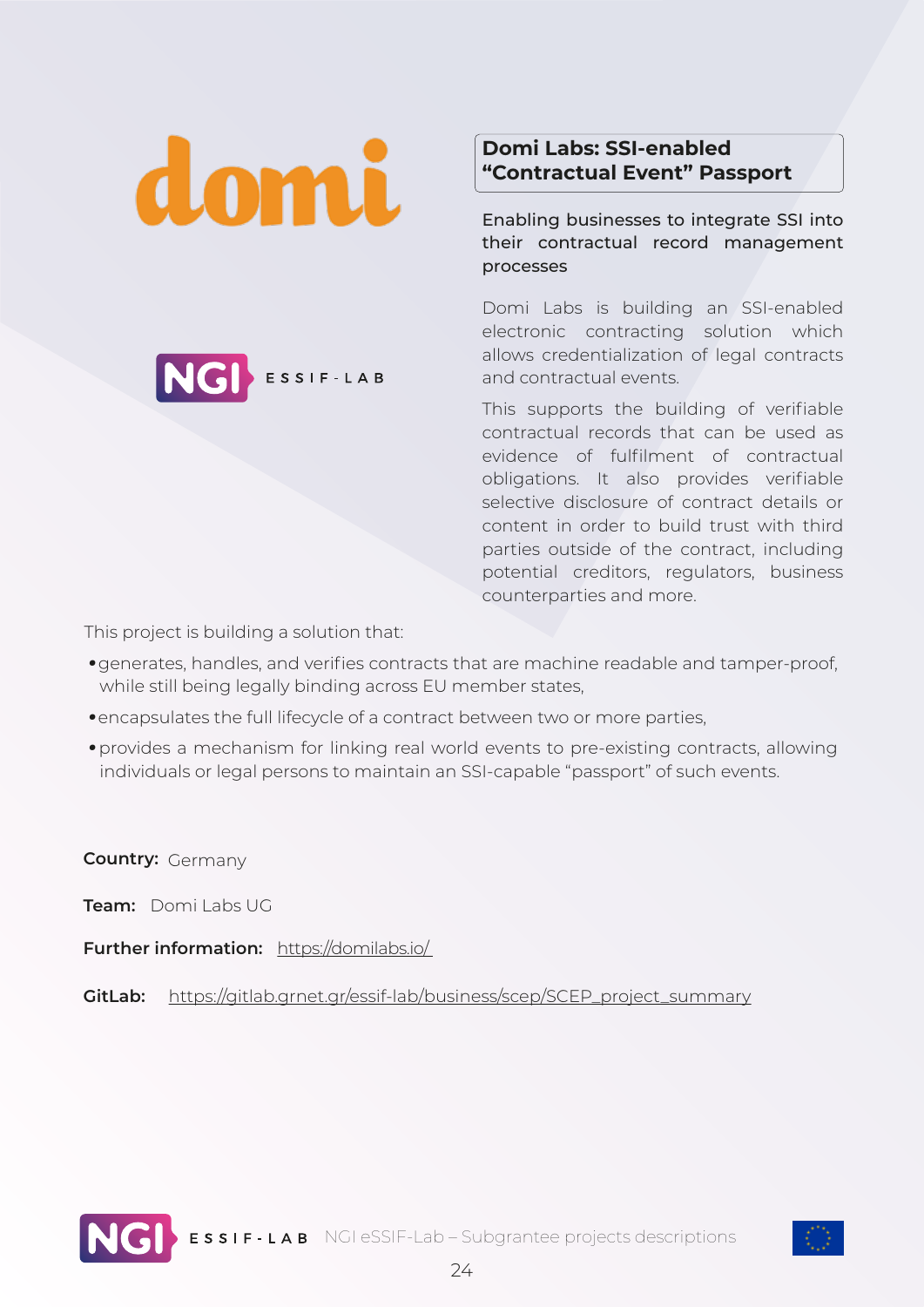## Domi Labs: SSI-enabled "Contractual Event" Passport

**Enabling businesses to integrate SSI into their contractual record management processes**

Domi Labs is building an SSI-enabled electronic contracting solution which allows credentialization of legal contracts and contractual events.

This supports the building of verifiable contractual records that can be used as evidence of fulfilment of contractual obligations. It also provides verifiable selective disclosure of contract details or content in order to build trust with third parties outside of the contract, including potential creditors, regulators, business counterparties and more.

This project is building a solution that:

- generates, handles, and verifies contracts that are machine readable and tamper-proof, while still being legally binding across EU member states,
- encapsulates the full lifecycle of a contract between two or more parties,
- provides a mechanism for linking real world events to pre-existing contracts, allowing individuals or legal persons to maintain an SSI-capable "passport" of such events.

**Country:** Germany

**Team:** Domi Labs UG

**Further information:** https://domilabs.io/

**GitLab:** https://gitlab.grnet.gr/essif-lab/business/scep/SCEP_project_summary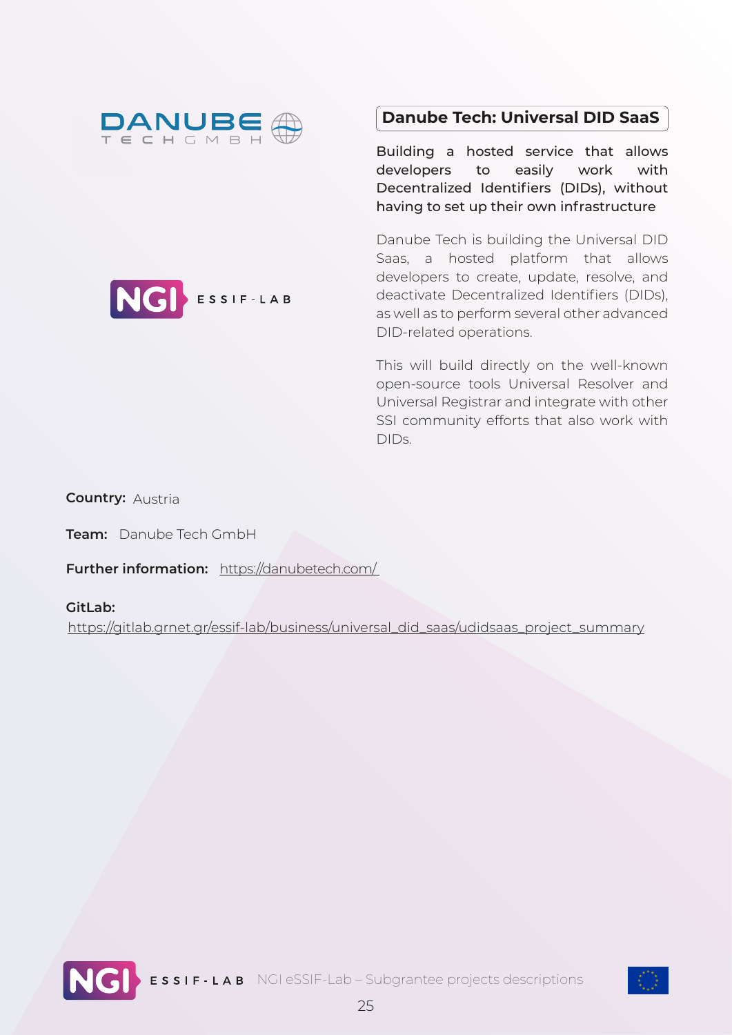## Danube Tech: Universal DID SaaS

**Building a hosted service that allows developers to easily work with Decentralized Identifiers (DIDs), without having to set up their own infrastructure**

Danube Tech is building the Universal DID Saas, a hosted platform that allows developers to create, update, resolve, and deactivate Decentralized Identifiers (DIDs), as well as to perform several other advanced DID-related operations.

This will build directly on the well-known open-source tools Universal Resolver and Universal Registrar and integrate with other SSI community efforts that also work with DIDs.

**Country:** Austria

**Team:** Danube Tech GmbH

**Further information:** https://danubetech.com/

**GitLab:**
https://gitlab.grnet.gr/essif-lab/business/universal_did_saas/udidsaas_project_summary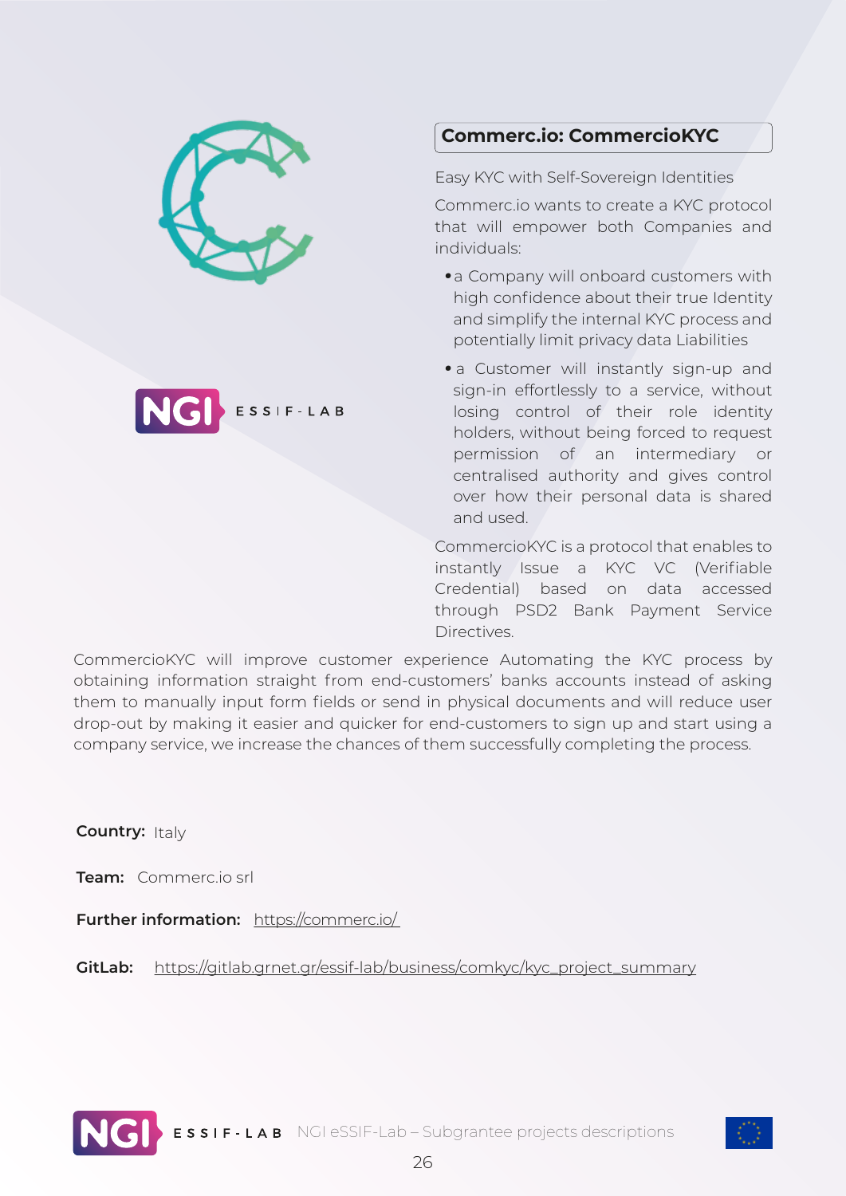## Commerc.io: CommercioKYC

Easy KYC with Self-Sovereign Identities

Commerc.io wants to create a KYC protocol that will empower both Companies and individuals:

- a Company will onboard customers with high confidence about their true Identity and simplify the internal KYC process and potentially limit privacy data Liabilities
- a Customer will instantly sign-up and sign-in effortlessly to a service, without losing control of their role identity holders, without being forced to request permission of an intermediary or centralised authority and gives control over how their personal data is shared and used.

CommercioKYC is a protocol that enables to instantly Issue a KYC VC (Verifiable Credential) based on data accessed through PSD2 Bank Payment Service Directives.

CommercioKYC will improve customer experience Automating the KYC process by obtaining information straight from end-customers' banks accounts instead of asking them to manually input form fields or send in physical documents and will reduce user drop-out by making it easier and quicker for end-customers to sign up and start using a company service, we increase the chances of them successfully completing the process.

**Country:** Italy

**Team:** Commerc.io srl

**Further information:** https://commerc.io/

**GitLab:** https://gitlab.grnet.gr/essif-lab/business/comkyc/kyc_project_summary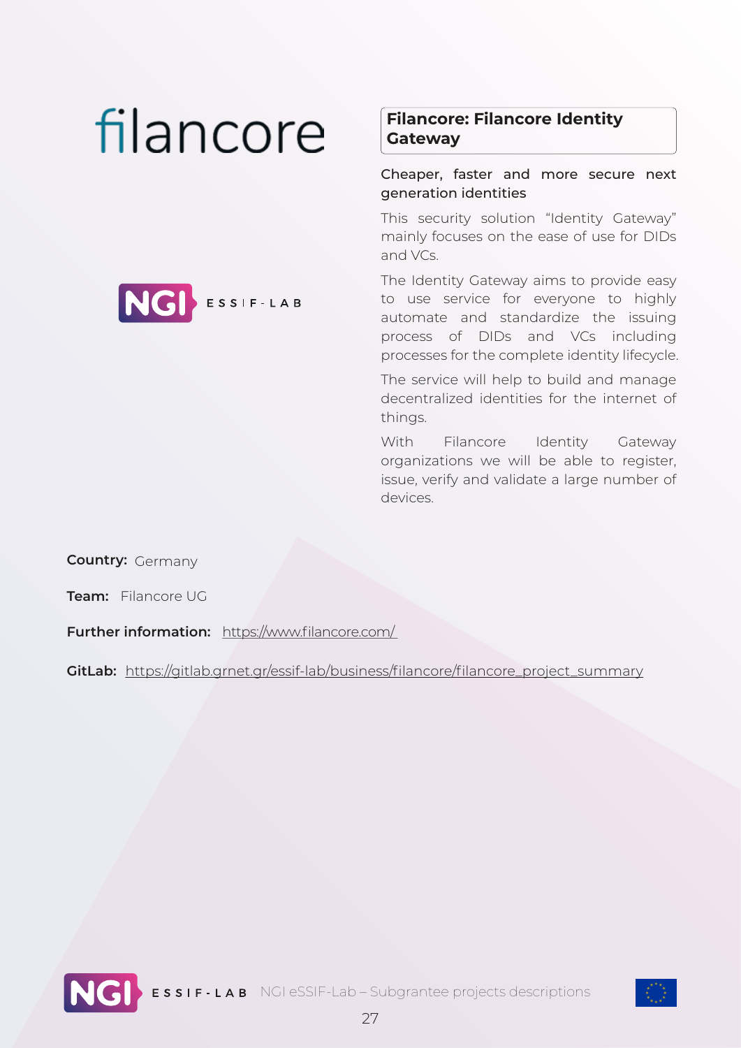## Filancore: Filancore Identity Gateway

**Cheaper, faster and more secure next generation identities**

This security solution "Identity Gateway" mainly focuses on the ease of use for DIDs and VCs.

The Identity Gateway aims to provide easy to use service for everyone to highly automate and standardize the issuing process of DIDs and VCs including processes for the complete identity lifecycle.

The service will help to build and manage decentralized identities for the internet of things.

With Filancore Identity Gateway organizations we will be able to register, issue, verify and validate a large number of devices.

**Country:** Germany

**Team:** Filancore UG

**Further information:** https://www.filancore.com/

**GitLab:** https://gitlab.grnet.gr/essif-lab/business/filancore/filancore_project_summary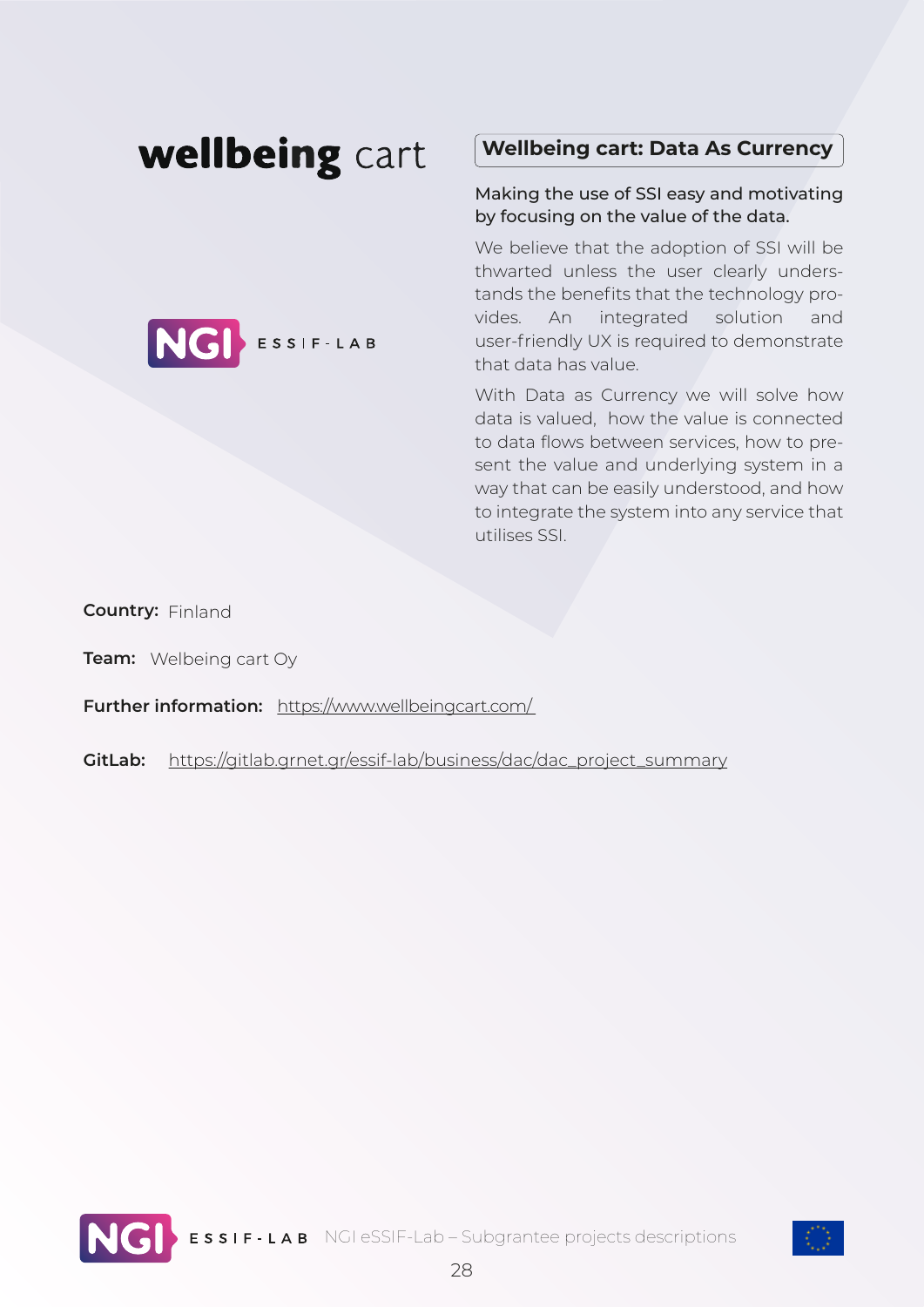# wellbeing cart

## Wellbeing cart: Data As Currency

**Making the use of SSI easy and motivating by focusing on the value of the data.**

We believe that the adoption of SSI will be thwarted unless the user clearly understands the benefits that the technology provides. An integrated solution and user-friendly UX is required to demonstrate that data has value.

With Data as Currency we will solve how data is valued, how the value is connected to data flows between services, how to present the value and underlying system in a way that can be easily understood, and how to integrate the system into any service that utilises SSI.

**Country:** Finland

**Team:** Welbeing cart Oy

**Further information:** https://www.wellbeingcart.com/

**GitLab:** https://gitlab.grnet.gr/essif-lab/business/dac/dac_project_summary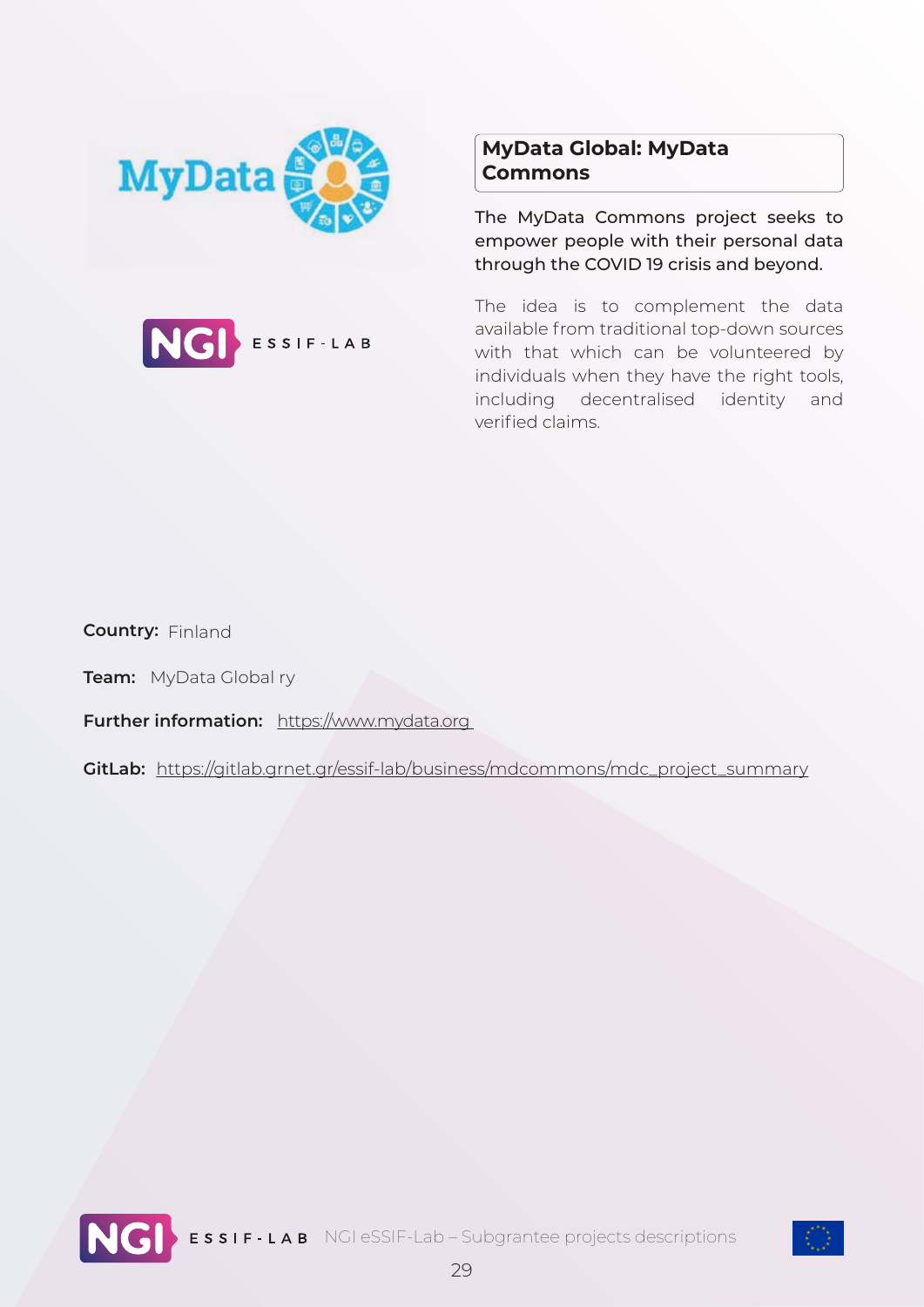## MyData Global: MyData Commons

The MyData Commons project seeks to empower people with their personal data through the COVID 19 crisis and beyond.

The idea is to complement the data available from traditional top-down sources with that which can be volunteered by individuals when they have the right tools, including decentralised identity and verified claims.

**Country:** Finland

**Team:** MyData Global ry

**Further information:** https://www.mydata.org

**GitLab:** https://gitlab.grnet.gr/essif-lab/business/mdcommons/mdc_project_summary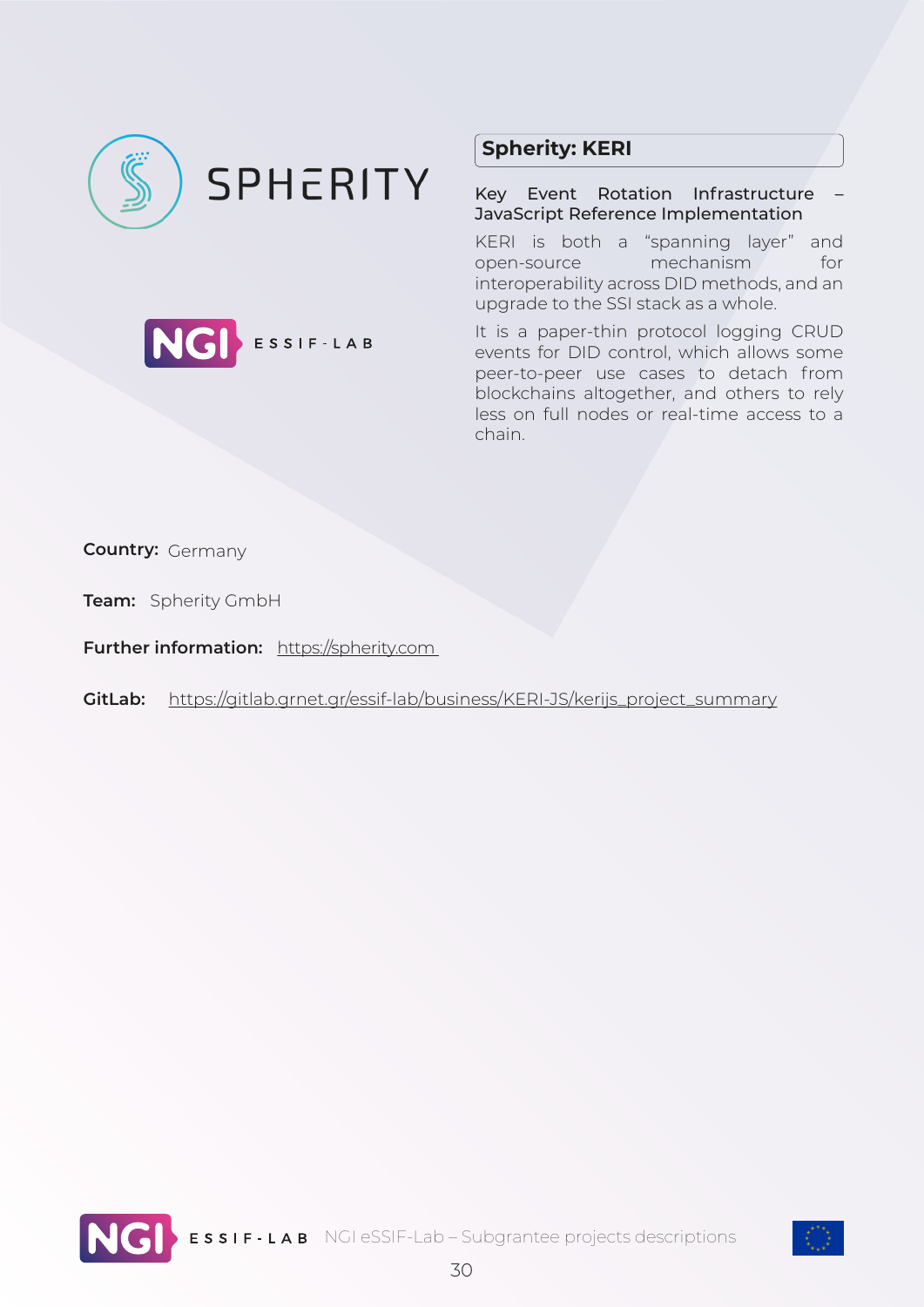## Spherity: KERI

**Key Event Rotation Infrastructure – JavaScript Reference Implementation**

KERI is both a "spanning layer" and open-source mechanism for interoperability across DID methods, and an upgrade to the SSI stack as a whole.

It is a paper-thin protocol logging CRUD events for DID control, which allows some peer-to-peer use cases to detach from blockchains altogether, and others to rely less on full nodes or real-time access to a chain.

**Country:** Germany

**Team:** Spherity GmbH

**Further information:** https://spherity.com

**GitLab:** https://gitlab.grnet.gr/essif-lab/business/KERI-JS/kerijs_project_summary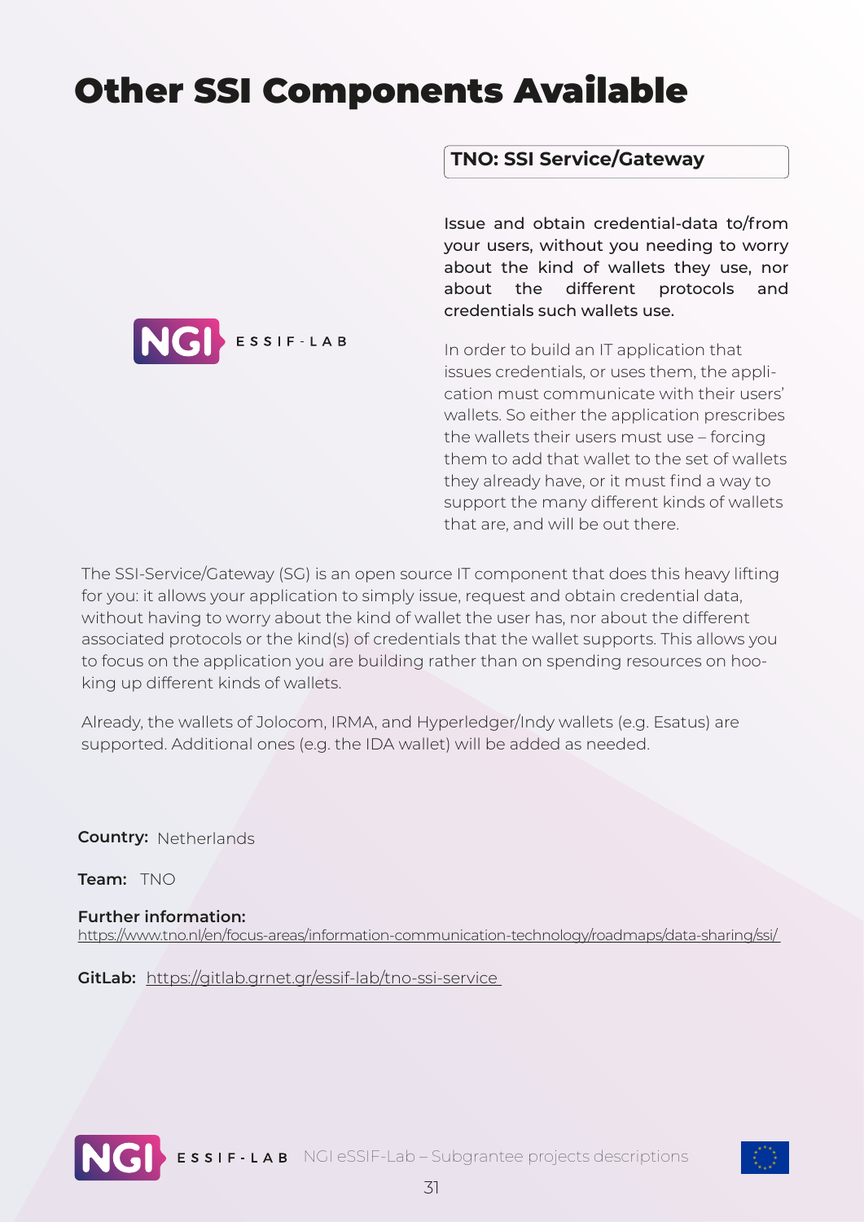# Other SSI Components Available

## TNO: SSI Service/Gateway

Issue and obtain credential-data to/from your users, without you needing to worry about the kind of wallets they use, nor about the different protocols and credentials such wallets use.

In order to build an IT application that issues credentials, or uses them, the application must communicate with their users' wallets. So either the application prescribes the wallets their users must use – forcing them to add that wallet to the set of wallets they already have, or it must find a way to support the many different kinds of wallets that are, and will be out there.

The SSI-Service/Gateway (SG) is an open source IT component that does this heavy lifting for you: it allows your application to simply issue, request and obtain credential data, without having to worry about the kind of wallet the user has, nor about the different associated protocols or the kind(s) of credentials that the wallet supports. This allows you to focus on the application you are building rather than on spending resources on hooking up different kinds of wallets.

Already, the wallets of Jolocom, IRMA, and Hyperledger/Indy wallets (e.g. Esatus) are supported. Additional ones (e.g. the IDA wallet) will be added as needed.

**Country:** Netherlands

**Team:** TNO

**Further information:**
https://www.tno.nl/en/focus-areas/information-communication-technology/roadmaps/data-sharing/ssi/

**GitLab:** https://gitlab.grnet.gr/essif-lab/tno-ssi-service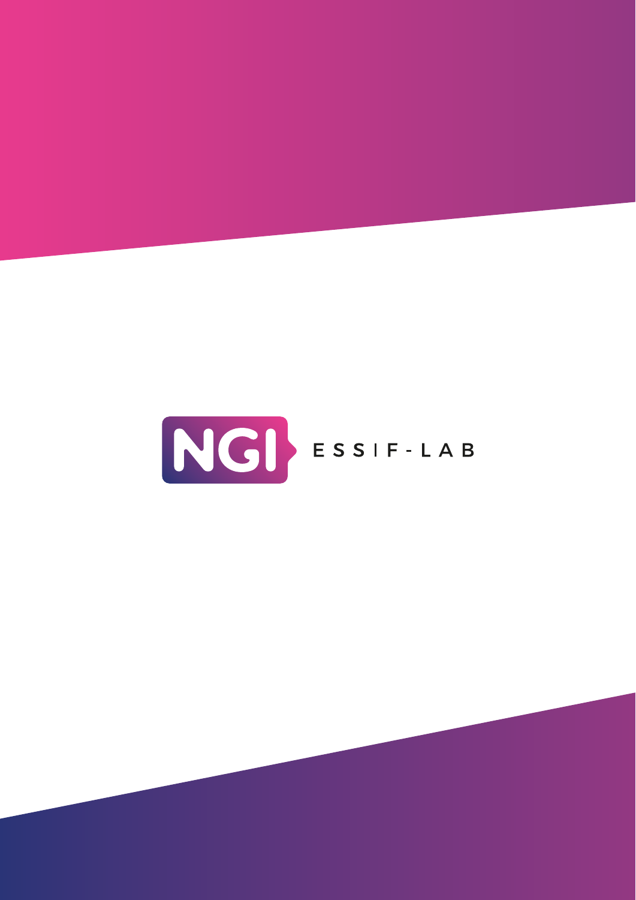NGI ESSIF-LAB